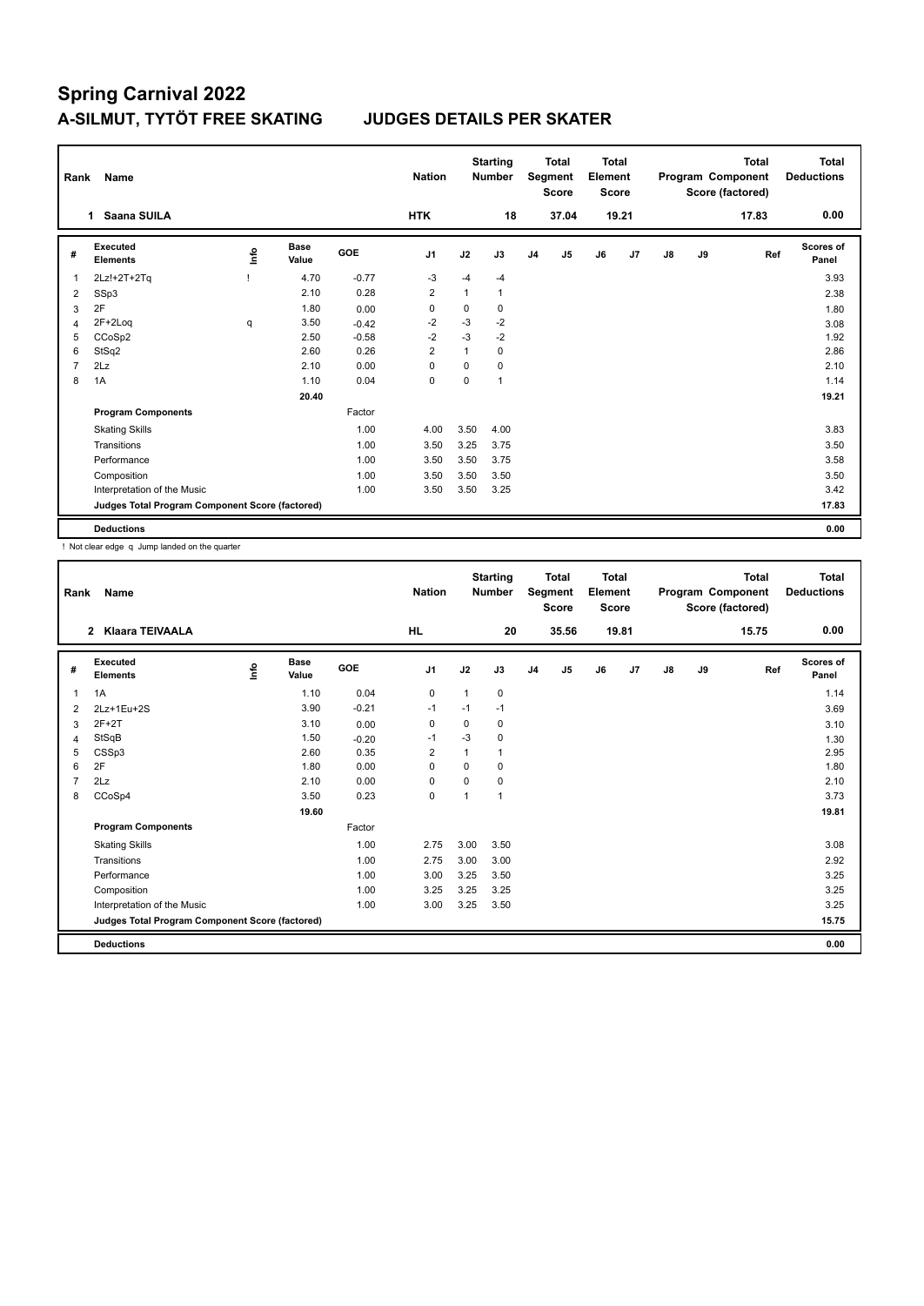# Spring Carnival 2022

## A-SILMUT, TYTÖT FREE SKATING JUDGES DETAILS PER SKATER

| Rank | Name | Nation | Starting Number | Total Segment Score | Total Element Score | Total Program Component Score (factored) | Total Deductions |
|---|---|---|---|---|---|---|---|
| 1 | Saana SUILA | HTK | 18 | 37.04 | 19.21 | 17.83 | 0.00 |

| # | Executed Elements | Info | Base Value | GOE | J1 | J2 | J3 | J4 | J5 | J6 | J7 | J8 | J9 | Ref | Scores of Panel |
|---|---|---|---|---|---|---|---|---|---|---|---|---|---|---|---|
| 1 | 2Lz!+2T+2Tq | ! | 4.70 | -0.77 | -3 | -4 | -4 | | | | | | | | 3.93 |
| 2 | SSp3 | | 2.10 | 0.28 | 2 | 1 | 1 | | | | | | | | 2.38 |
| 3 | 2F | | 1.80 | 0.00 | 0 | 0 | 0 | | | | | | | | 1.80 |
| 4 | 2F+2Loq | q | 3.50 | -0.42 | -2 | -3 | -2 | | | | | | | | 3.08 |
| 5 | CCoSp2 | | 2.50 | -0.58 | -2 | -3 | -2 | | | | | | | | 1.92 |
| 6 | StSq2 | | 2.60 | 0.26 | 2 | 1 | 0 | | | | | | | | 2.86 |
| 7 | 2Lz | | 2.10 | 0.00 | 0 | 0 | 0 | | | | | | | | 2.10 |
| 8 | 1A | | 1.10 | 0.04 | 0 | 0 | 1 | | | | | | | | 1.14 |
| | | | 20.40 | | | | | | | | | | | | 19.21 |
| | **Program Components** | | | Factor | | | | | | | | | | | |
| | Skating Skills | | | 1.00 | 4.00 | 3.50 | 4.00 | | | | | | | | 3.83 |
| | Transitions | | | 1.00 | 3.50 | 3.25 | 3.75 | | | | | | | | 3.50 |
| | Performance | | | 1.00 | 3.50 | 3.50 | 3.75 | | | | | | | | 3.58 |
| | Composition | | | 1.00 | 3.50 | 3.50 | 3.50 | | | | | | | | 3.50 |
| | Interpretation of the Music | | | 1.00 | 3.50 | 3.50 | 3.25 | | | | | | | | 3.42 |
| | **Judges Total Program Component Score (factored)** | | | | | | | | | | | | | | 17.83 |
| | **Deductions** | | | | | | | | | | | | | | 0.00 |

! Not clear edge q Jump landed on the quarter

| Rank | Name | Nation | Starting Number | Total Segment Score | Total Element Score | Total Program Component Score (factored) | Total Deductions |
|---|---|---|---|---|---|---|---|
| 2 | Klaara TEIVAALA | HL | 20 | 35.56 | 19.81 | 15.75 | 0.00 |

| # | Executed Elements | Info | Base Value | GOE | J1 | J2 | J3 | J4 | J5 | J6 | J7 | J8 | J9 | Ref | Scores of Panel |
|---|---|---|---|---|---|---|---|---|---|---|---|---|---|---|---|
| 1 | 1A | | 1.10 | 0.04 | 0 | 1 | 0 | | | | | | | | 1.14 |
| 2 | 2Lz+1Eu+2S | | 3.90 | -0.21 | -1 | -1 | -1 | | | | | | | | 3.69 |
| 3 | 2F+2T | | 3.10 | 0.00 | 0 | 0 | 0 | | | | | | | | 3.10 |
| 4 | StSqB | | 1.50 | -0.20 | -1 | -3 | 0 | | | | | | | | 1.30 |
| 5 | CSSp3 | | 2.60 | 0.35 | 2 | 1 | 1 | | | | | | | | 2.95 |
| 6 | 2F | | 1.80 | 0.00 | 0 | 0 | 0 | | | | | | | | 1.80 |
| 7 | 2Lz | | 2.10 | 0.00 | 0 | 0 | 0 | | | | | | | | 2.10 |
| 8 | CCoSp4 | | 3.50 | 0.23 | 0 | 1 | 1 | | | | | | | | 3.73 |
| | | | 19.60 | | | | | | | | | | | | 19.81 |
| | **Program Components** | | | Factor | | | | | | | | | | | |
| | Skating Skills | | | 1.00 | 2.75 | 3.00 | 3.50 | | | | | | | | 3.08 |
| | Transitions | | | 1.00 | 2.75 | 3.00 | 3.00 | | | | | | | | 2.92 |
| | Performance | | | 1.00 | 3.00 | 3.25 | 3.50 | | | | | | | | 3.25 |
| | Composition | | | 1.00 | 3.25 | 3.25 | 3.25 | | | | | | | | 3.25 |
| | Interpretation of the Music | | | 1.00 | 3.00 | 3.25 | 3.50 | | | | | | | | 3.25 |
| | **Judges Total Program Component Score (factored)** | | | | | | | | | | | | | | 15.75 |
| | **Deductions** | | | | | | | | | | | | | | 0.00 |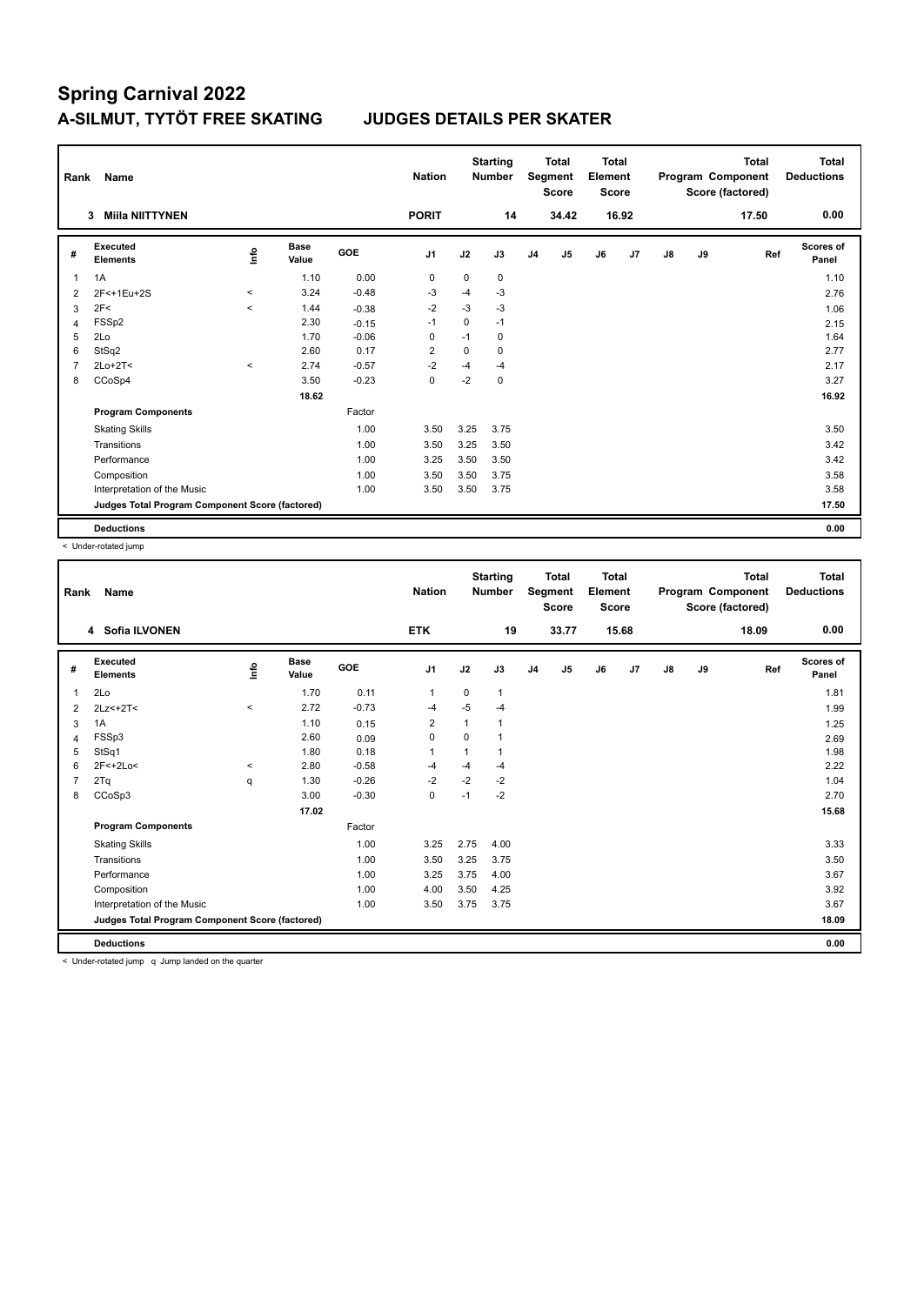# Spring Carnival 2022

## A-SILMUT, TYTÖT FREE SKATING    JUDGES DETAILS PER SKATER

| Rank | Name | Nation | Starting Number | Total Segment Score | Total Element Score | Total Program Component Score (factored) | Total Deductions |
|---|---|---|---|---|---|---|---|
| 3 | Miila NIITTYNEN | PORIT | 14 | 34.42 | 16.92 | 17.50 | 0.00 |

| # | Executed Elements | Info | Base Value | GOE | J1 | J2 | J3 | J4 | J5 | J6 | J7 | J8 | J9 | Ref | Scores of Panel |
|---|---|---|---|---|---|---|---|---|---|---|---|---|---|---|---|
| 1 | 1A | | 1.10 | 0.00 | 0 | 0 | 0 | | | | | | | | 1.10 |
| 2 | 2F<+1Eu+2S | < | 3.24 | -0.48 | -3 | -4 | -3 | | | | | | | | 2.76 |
| 3 | 2F< | < | 1.44 | -0.38 | -2 | -3 | -3 | | | | | | | | 1.06 |
| 4 | FSSp2 | | 2.30 | -0.15 | -1 | 0 | -1 | | | | | | | | 2.15 |
| 5 | 2Lo | | 1.70 | -0.06 | 0 | -1 | 0 | | | | | | | | 1.64 |
| 6 | StSq2 | | 2.60 | 0.17 | 2 | 0 | 0 | | | | | | | | 2.77 |
| 7 | 2Lo+2T< | < | 2.74 | -0.57 | -2 | -4 | -4 | | | | | | | | 2.17 |
| 8 | CCoSp4 | | 3.50 | -0.23 | 0 | -2 | 0 | | | | | | | | 3.27 |
| | | | 18.62 | | | | | | | | | | | | 16.92 |
| | **Program Components** | | | Factor | | | | | | | | | | | |
| | Skating Skills | | | 1.00 | 3.50 | 3.25 | 3.75 | | | | | | | | 3.50 |
| | Transitions | | | 1.00 | 3.50 | 3.25 | 3.50 | | | | | | | | 3.42 |
| | Performance | | | 1.00 | 3.25 | 3.50 | 3.50 | | | | | | | | 3.42 |
| | Composition | | | 1.00 | 3.50 | 3.50 | 3.75 | | | | | | | | 3.58 |
| | Interpretation of the Music | | | 1.00 | 3.50 | 3.50 | 3.75 | | | | | | | | 3.58 |
| | **Judges Total Program Component Score (factored)** | | | | | | | | | | | | | | 17.50 |
| | **Deductions** | | | | | | | | | | | | | | 0.00 |

< Under-rotated jump

| Rank | Name | Nation | Starting Number | Total Segment Score | Total Element Score | Total Program Component Score (factored) | Total Deductions |
|---|---|---|---|---|---|---|---|
| 4 | Sofia ILVONEN | ETK | 19 | 33.77 | 15.68 | 18.09 | 0.00 |

| # | Executed Elements | Info | Base Value | GOE | J1 | J2 | J3 | J4 | J5 | J6 | J7 | J8 | J9 | Ref | Scores of Panel |
|---|---|---|---|---|---|---|---|---|---|---|---|---|---|---|---|
| 1 | 2Lo | | 1.70 | 0.11 | 1 | 0 | 1 | | | | | | | | 1.81 |
| 2 | 2Lz<+2T< | < | 2.72 | -0.73 | -4 | -5 | -4 | | | | | | | | 1.99 |
| 3 | 1A | | 1.10 | 0.15 | 2 | 1 | 1 | | | | | | | | 1.25 |
| 4 | FSSp3 | | 2.60 | 0.09 | 0 | 0 | 1 | | | | | | | | 2.69 |
| 5 | StSq1 | | 1.80 | 0.18 | 1 | 1 | 1 | | | | | | | | 1.98 |
| 6 | 2F<+2Lo< | < | 2.80 | -0.58 | -4 | -4 | -4 | | | | | | | | 2.22 |
| 7 | 2Tq | q | 1.30 | -0.26 | -2 | -2 | -2 | | | | | | | | 1.04 |
| 8 | CCoSp3 | | 3.00 | -0.30 | 0 | -1 | -2 | | | | | | | | 2.70 |
| | | | 17.02 | | | | | | | | | | | | 15.68 |
| | **Program Components** | | | Factor | | | | | | | | | | | |
| | Skating Skills | | | 1.00 | 3.25 | 2.75 | 4.00 | | | | | | | | 3.33 |
| | Transitions | | | 1.00 | 3.50 | 3.25 | 3.75 | | | | | | | | 3.50 |
| | Performance | | | 1.00 | 3.25 | 3.75 | 4.00 | | | | | | | | 3.67 |
| | Composition | | | 1.00 | 4.00 | 3.50 | 4.25 | | | | | | | | 3.92 |
| | Interpretation of the Music | | | 1.00 | 3.50 | 3.75 | 3.75 | | | | | | | | 3.67 |
| | **Judges Total Program Component Score (factored)** | | | | | | | | | | | | | | 18.09 |
| | **Deductions** | | | | | | | | | | | | | | 0.00 |

< Under-rotated jump q Jump landed on the quarter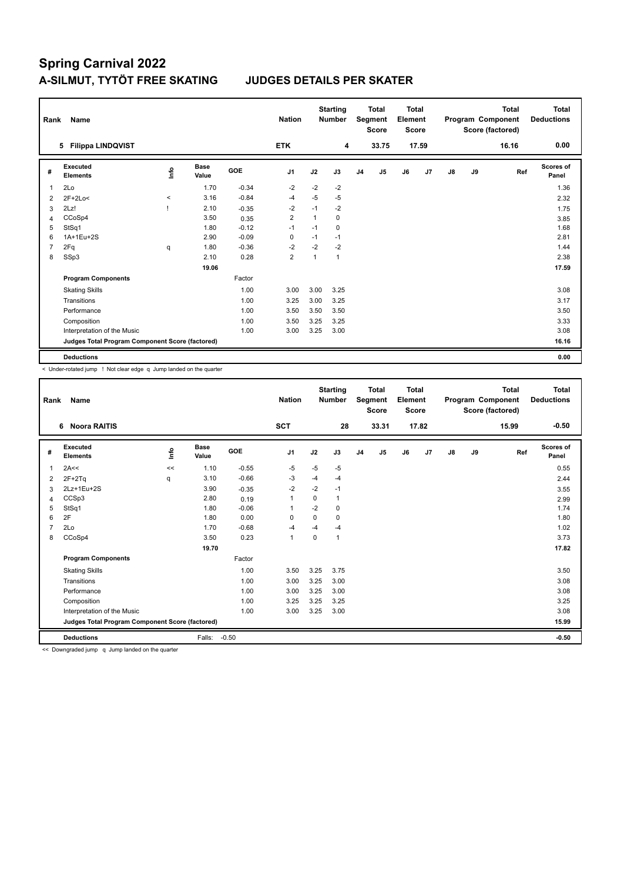# Spring Carnival 2022

## A-SILMUT, TYTÖT FREE SKATING JUDGES DETAILS PER SKATER

| Rank | Name | Nation | Starting Number | Total Segment Score | Total Element Score | Total Program Component Score (factored) | Total Deductions |
|---|---|---|---|---|---|---|---|
| 5 | Filippa LINDQVIST | ETK | 4 | 33.75 | 17.59 | 16.16 | 0.00 |

| # | Executed Elements | Info | Base Value | GOE | J1 | J2 | J3 | J4 | J5 | J6 | J7 | J8 | J9 | Ref | Scores of Panel |
|---|---|---|---|---|---|---|---|---|---|---|---|---|---|---|---|
| 1 | 2Lo | | 1.70 | -0.34 | -2 | -2 | -2 | | | | | | | | 1.36 |
| 2 | 2F+2Lo< | < | 3.16 | -0.84 | -4 | -5 | -5 | | | | | | | | 2.32 |
| 3 | 2Lz! | ! | 2.10 | -0.35 | -2 | -1 | -2 | | | | | | | | 1.75 |
| 4 | CCoSp4 | | 3.50 | 0.35 | 2 | 1 | 0 | | | | | | | | 3.85 |
| 5 | StSq1 | | 1.80 | -0.12 | -1 | -1 | 0 | | | | | | | | 1.68 |
| 6 | 1A+1Eu+2S | | 2.90 | -0.09 | 0 | -1 | -1 | | | | | | | | 2.81 |
| 7 | 2Fq | q | 1.80 | -0.36 | -2 | -2 | -2 | | | | | | | | 1.44 |
| 8 | SSp3 | | 2.10 | 0.28 | 2 | 1 | 1 | | | | | | | | 2.38 |
| | | | 19.06 | | | | | | | | | | | | 17.59 |
| | **Program Components** | | | Factor | | | | | | | | | | | |
| | Skating Skills | | | 1.00 | 3.00 | 3.00 | 3.25 | | | | | | | | 3.08 |
| | Transitions | | | 1.00 | 3.25 | 3.00 | 3.25 | | | | | | | | 3.17 |
| | Performance | | | 1.00 | 3.50 | 3.50 | 3.50 | | | | | | | | 3.50 |
| | Composition | | | 1.00 | 3.50 | 3.25 | 3.25 | | | | | | | | 3.33 |
| | Interpretation of the Music | | | 1.00 | 3.00 | 3.25 | 3.00 | | | | | | | | 3.08 |
| | **Judges Total Program Component Score (factored)** | | | | | | | | | | | | | | 16.16 |
| | **Deductions** | | | | | | | | | | | | | | 0.00 |

< Under-rotated jump ! Not clear edge q Jump landed on the quarter

| Rank | Name | Nation | Starting Number | Total Segment Score | Total Element Score | Total Program Component Score (factored) | Total Deductions |
|---|---|---|---|---|---|---|---|
| 6 | Noora RAITIS | SCT | 28 | 33.31 | 17.82 | 15.99 | -0.50 |

| # | Executed Elements | Info | Base Value | GOE | J1 | J2 | J3 | J4 | J5 | J6 | J7 | J8 | J9 | Ref | Scores of Panel |
|---|---|---|---|---|---|---|---|---|---|---|---|---|---|---|---|
| 1 | 2A<< | << | 1.10 | -0.55 | -5 | -5 | -5 | | | | | | | | 0.55 |
| 2 | 2F+2Tq | q | 3.10 | -0.66 | -3 | -4 | -4 | | | | | | | | 2.44 |
| 3 | 2Lz+1Eu+2S | | 3.90 | -0.35 | -2 | -2 | -1 | | | | | | | | 3.55 |
| 4 | CCSp3 | | 2.80 | 0.19 | 1 | 0 | 1 | | | | | | | | 2.99 |
| 5 | StSq1 | | 1.80 | -0.06 | 1 | -2 | 0 | | | | | | | | 1.74 |
| 6 | 2F | | 1.80 | 0.00 | 0 | 0 | 0 | | | | | | | | 1.80 |
| 7 | 2Lo | | 1.70 | -0.68 | -4 | -4 | -4 | | | | | | | | 1.02 |
| 8 | CCoSp4 | | 3.50 | 0.23 | 1 | 0 | 1 | | | | | | | | 3.73 |
| | | | 19.70 | | | | | | | | | | | | 17.82 |
| | **Program Components** | | | Factor | | | | | | | | | | | |
| | Skating Skills | | | 1.00 | 3.50 | 3.25 | 3.75 | | | | | | | | 3.50 |
| | Transitions | | | 1.00 | 3.00 | 3.25 | 3.00 | | | | | | | | 3.08 |
| | Performance | | | 1.00 | 3.00 | 3.25 | 3.00 | | | | | | | | 3.08 |
| | Composition | | | 1.00 | 3.25 | 3.25 | 3.25 | | | | | | | | 3.25 |
| | Interpretation of the Music | | | 1.00 | 3.00 | 3.25 | 3.00 | | | | | | | | 3.08 |
| | **Judges Total Program Component Score (factored)** | | | | | | | | | | | | | | 15.99 |
| | **Deductions** | | Falls: | -0.50 | | | | | | | | | | | -0.50 |

<< Downgraded jump q Jump landed on the quarter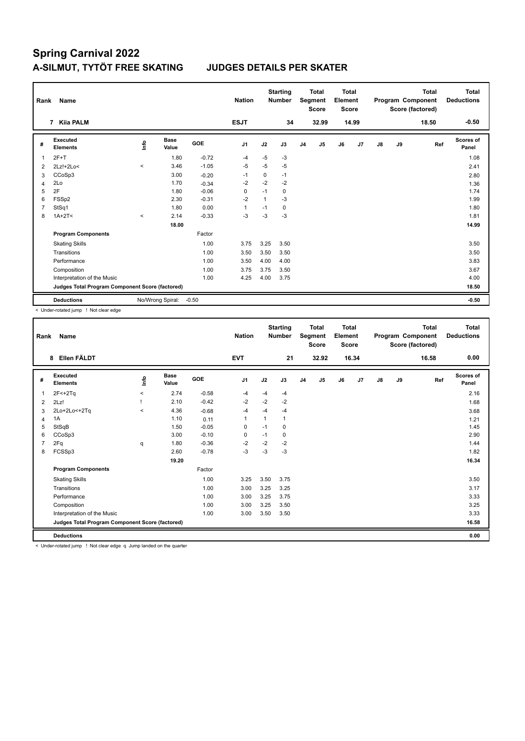# Spring Carnival 2022

## A-SILMUT, TYTÖT FREE SKATING JUDGES DETAILS PER SKATER

| Rank | Name | Nation | Starting Number | Total Segment Score | Total Element Score | Total Program Component Score (factored) | Total Deductions |
|---|---|---|---|---|---|---|---|
| 7 | Kiia PALM | ESJT | 34 | 32.99 | 14.99 | 18.50 | -0.50 |

| # | Executed Elements | Info | Base Value | GOE | J1 | J2 | J3 | J4 | J5 | J6 | J7 | J8 | J9 | Ref | Scores of Panel |
|---|---|---|---|---|---|---|---|---|---|---|---|---|---|---|---|
| 1 | 2F+T | | 1.80 | -0.72 | -4 | -5 | -3 | | | | | | | | 1.08 |
| 2 | 2Lz!+2Lo< | < | 3.46 | -1.05 | -5 | -5 | -5 | | | | | | | | 2.41 |
| 3 | CCoSp3 | | 3.00 | -0.20 | -1 | 0 | -1 | | | | | | | | 2.80 |
| 4 | 2Lo | | 1.70 | -0.34 | -2 | -2 | -2 | | | | | | | | 1.36 |
| 5 | 2F | | 1.80 | -0.06 | 0 | -1 | 0 | | | | | | | | 1.74 |
| 6 | FSSp2 | | 2.30 | -0.31 | -2 | 1 | -3 | | | | | | | | 1.99 |
| 7 | StSq1 | | 1.80 | 0.00 | 1 | -1 | 0 | | | | | | | | 1.80 |
| 8 | 1A+2T< | < | 2.14 | -0.33 | -3 | -3 | -3 | | | | | | | | 1.81 |
| | | | 18.00 | | | | | | | | | | | | 14.99 |
| | **Program Components** | | | Factor | | | | | | | | | | | |
| | Skating Skills | | | 1.00 | 3.75 | 3.25 | 3.50 | | | | | | | | 3.50 |
| | Transitions | | | 1.00 | 3.50 | 3.50 | 3.50 | | | | | | | | 3.50 |
| | Performance | | | 1.00 | 3.50 | 4.00 | 4.00 | | | | | | | | 3.83 |
| | Composition | | | 1.00 | 3.75 | 3.75 | 3.50 | | | | | | | | 3.67 |
| | Interpretation of the Music | | | 1.00 | 4.25 | 4.00 | 3.75 | | | | | | | | 4.00 |
| | **Judges Total Program Component Score (factored)** | | | | | | | | | | | | | | 18.50 |
| | **Deductions** | No/Wrong Spiral: | -0.50 | | | | | | | | | | | | -0.50 |

< Under-rotated jump ! Not clear edge

| Rank | Name | Nation | Starting Number | Total Segment Score | Total Element Score | Total Program Component Score (factored) | Total Deductions |
|---|---|---|---|---|---|---|---|
| 8 | Ellen FÄLDT | EVT | 21 | 32.92 | 16.34 | 16.58 | 0.00 |

| # | Executed Elements | Info | Base Value | GOE | J1 | J2 | J3 | J4 | J5 | J6 | J7 | J8 | J9 | Ref | Scores of Panel |
|---|---|---|---|---|---|---|---|---|---|---|---|---|---|---|---|
| 1 | 2F<+2Tq | < | 2.74 | -0.58 | -4 | -4 | -4 | | | | | | | | 2.16 |
| 2 | 2Lz! | ! | 2.10 | -0.42 | -2 | -2 | -2 | | | | | | | | 1.68 |
| 3 | 2Lo+2Lo<+2Tq | < | 4.36 | -0.68 | -4 | -4 | -4 | | | | | | | | 3.68 |
| 4 | 1A | | 1.10 | 0.11 | 1 | 1 | 1 | | | | | | | | 1.21 |
| 5 | StSqB | | 1.50 | -0.05 | 0 | -1 | 0 | | | | | | | | 1.45 |
| 6 | CCoSp3 | | 3.00 | -0.10 | 0 | -1 | 0 | | | | | | | | 2.90 |
| 7 | 2Fq | q | 1.80 | -0.36 | -2 | -2 | -2 | | | | | | | | 1.44 |
| 8 | FCSSp3 | | 2.60 | -0.78 | -3 | -3 | -3 | | | | | | | | 1.82 |
| | | | 19.20 | | | | | | | | | | | | 16.34 |
| | **Program Components** | | | Factor | | | | | | | | | | | |
| | Skating Skills | | | 1.00 | 3.25 | 3.50 | 3.75 | | | | | | | | 3.50 |
| | Transitions | | | 1.00 | 3.00 | 3.25 | 3.25 | | | | | | | | 3.17 |
| | Performance | | | 1.00 | 3.00 | 3.25 | 3.75 | | | | | | | | 3.33 |
| | Composition | | | 1.00 | 3.00 | 3.25 | 3.50 | | | | | | | | 3.25 |
| | Interpretation of the Music | | | 1.00 | 3.00 | 3.50 | 3.50 | | | | | | | | 3.33 |
| | **Judges Total Program Component Score (factored)** | | | | | | | | | | | | | | 16.58 |
| | **Deductions** | | | | | | | | | | | | | | 0.00 |

< Under-rotated jump ! Not clear edge q Jump landed on the quarter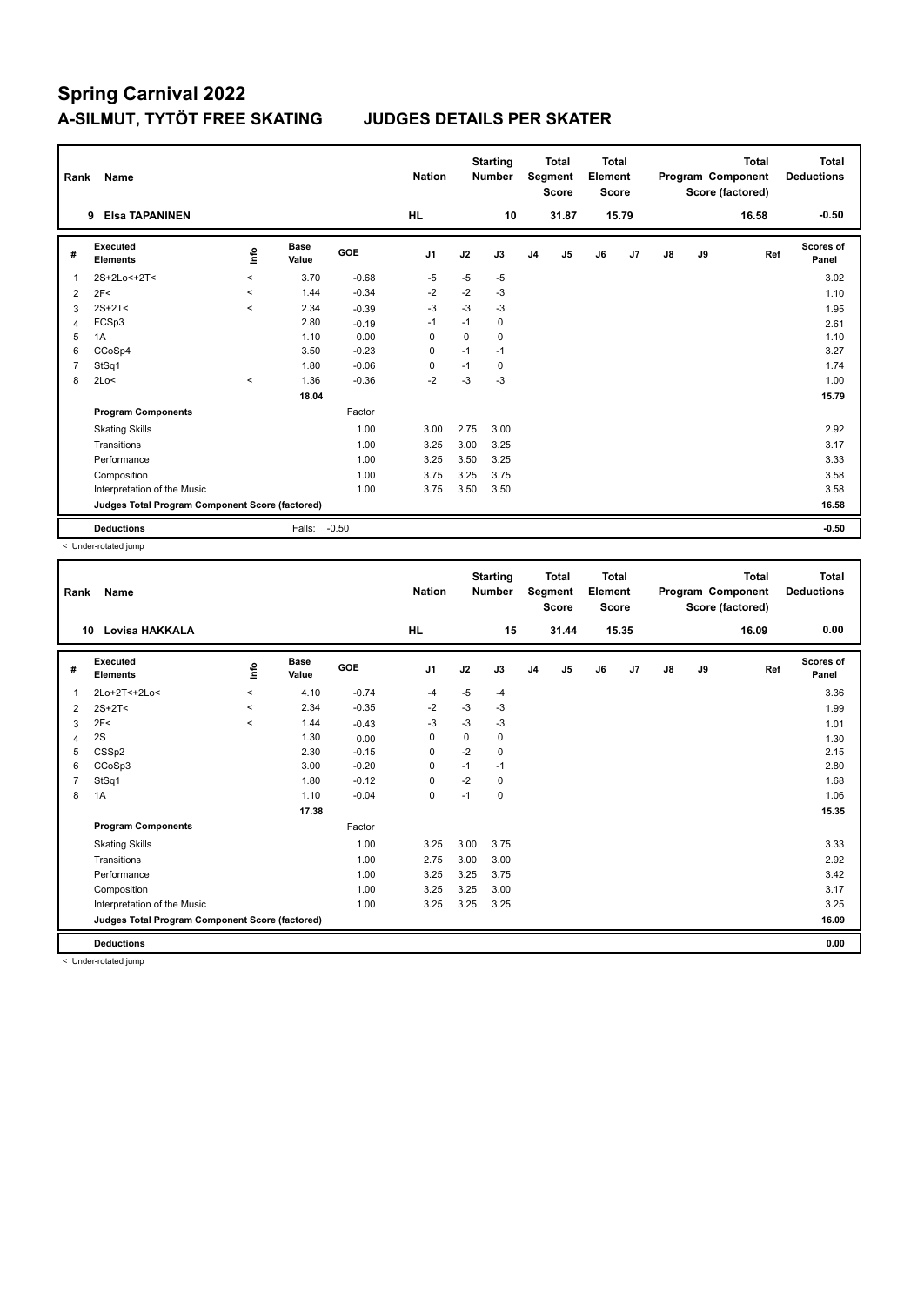# Spring Carnival 2022

## A-SILMUT, TYTÖT FREE SKATING JUDGES DETAILS PER SKATER

| Rank | Name | Nation | Starting Number | Total Segment Score | Total Element Score | Total Program Component Score (factored) | Total Deductions |
|---|---|---|---|---|---|---|---|
| 9 | Elsa TAPANINEN | HL | 10 | 31.87 | 15.79 | 16.58 | -0.50 |

| # | Executed Elements | Info | Base Value | GOE | J1 | J2 | J3 | J4 | J5 | J6 | J7 | J8 | J9 | Ref | Scores of Panel |
|---|---|---|---|---|---|---|---|---|---|---|---|---|---|---|---|
| 1 | 2S+2Lo<+2T< | < | 3.70 | -0.68 | -5 | -5 | -5 | | | | | | | | 3.02 |
| 2 | 2F< | < | 1.44 | -0.34 | -2 | -2 | -3 | | | | | | | | 1.10 |
| 3 | 2S+2T< | < | 2.34 | -0.39 | -3 | -3 | -3 | | | | | | | | 1.95 |
| 4 | FCSp3 | | 2.80 | -0.19 | -1 | -1 | 0 | | | | | | | | 2.61 |
| 5 | 1A | | 1.10 | 0.00 | 0 | 0 | 0 | | | | | | | | 1.10 |
| 6 | CCoSp4 | | 3.50 | -0.23 | 0 | -1 | -1 | | | | | | | | 3.27 |
| 7 | StSq1 | | 1.80 | -0.06 | 0 | -1 | 0 | | | | | | | | 1.74 |
| 8 | 2Lo< | < | 1.36 | -0.36 | -2 | -3 | -3 | | | | | | | | 1.00 |
| | | | 18.04 | | | | | | | | | | | | 15.79 |
| | **Program Components** | | | Factor | | | | | | | | | | | |
| | Skating Skills | | | 1.00 | 3.00 | 2.75 | 3.00 | | | | | | | | 2.92 |
| | Transitions | | | 1.00 | 3.25 | 3.00 | 3.25 | | | | | | | | 3.17 |
| | Performance | | | 1.00 | 3.25 | 3.50 | 3.25 | | | | | | | | 3.33 |
| | Composition | | | 1.00 | 3.75 | 3.25 | 3.75 | | | | | | | | 3.58 |
| | Interpretation of the Music | | | 1.00 | 3.75 | 3.50 | 3.50 | | | | | | | | 3.58 |
| | **Judges Total Program Component Score (factored)** | | | | | | | | | | | | | | 16.58 |
| | **Deductions** | | Falls: | -0.50 | | | | | | | | | | | -0.50 |

< Under-rotated jump

| Rank | Name | Nation | Starting Number | Total Segment Score | Total Element Score | Total Program Component Score (factored) | Total Deductions |
|---|---|---|---|---|---|---|---|
| 10 | Lovisa HAKKALA | HL | 15 | 31.44 | 15.35 | 16.09 | 0.00 |

| # | Executed Elements | Info | Base Value | GOE | J1 | J2 | J3 | J4 | J5 | J6 | J7 | J8 | J9 | Ref | Scores of Panel |
|---|---|---|---|---|---|---|---|---|---|---|---|---|---|---|---|
| 1 | 2Lo+2T<+2Lo< | < | 4.10 | -0.74 | -4 | -5 | -4 | | | | | | | | 3.36 |
| 2 | 2S+2T< | < | 2.34 | -0.35 | -2 | -3 | -3 | | | | | | | | 1.99 |
| 3 | 2F< | < | 1.44 | -0.43 | -3 | -3 | -3 | | | | | | | | 1.01 |
| 4 | 2S | | 1.30 | 0.00 | 0 | 0 | 0 | | | | | | | | 1.30 |
| 5 | CSSp2 | | 2.30 | -0.15 | 0 | -2 | 0 | | | | | | | | 2.15 |
| 6 | CCoSp3 | | 3.00 | -0.20 | 0 | -1 | -1 | | | | | | | | 2.80 |
| 7 | StSq1 | | 1.80 | -0.12 | 0 | -2 | 0 | | | | | | | | 1.68 |
| 8 | 1A | | 1.10 | -0.04 | 0 | -1 | 0 | | | | | | | | 1.06 |
| | | | 17.38 | | | | | | | | | | | | 15.35 |
| | **Program Components** | | | Factor | | | | | | | | | | | |
| | Skating Skills | | | 1.00 | 3.25 | 3.00 | 3.75 | | | | | | | | 3.33 |
| | Transitions | | | 1.00 | 2.75 | 3.00 | 3.00 | | | | | | | | 2.92 |
| | Performance | | | 1.00 | 3.25 | 3.25 | 3.75 | | | | | | | | 3.42 |
| | Composition | | | 1.00 | 3.25 | 3.25 | 3.00 | | | | | | | | 3.17 |
| | Interpretation of the Music | | | 1.00 | 3.25 | 3.25 | 3.25 | | | | | | | | 3.25 |
| | **Judges Total Program Component Score (factored)** | | | | | | | | | | | | | | 16.09 |
| | **Deductions** | | | | | | | | | | | | | | 0.00 |

< Under-rotated jump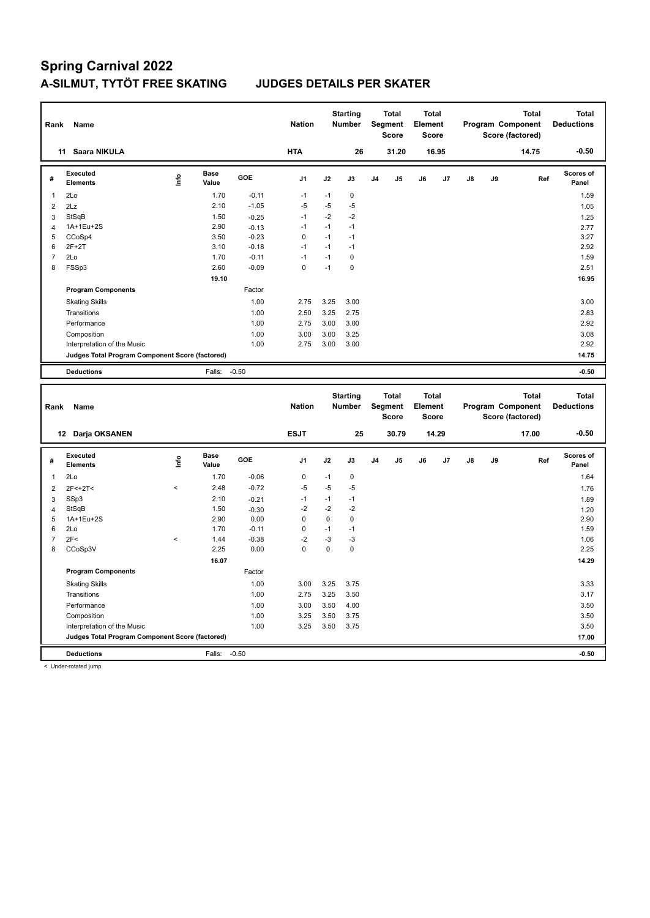# Spring Carnival 2022

## A-SILMUT, TYTÖT FREE SKATING JUDGES DETAILS PER SKATER

| Rank | Name | Nation | Starting Number | Total Segment Score | Total Element Score | Total Program Component Score (factored) | Total Deductions |
|---|---|---|---|---|---|---|---|
| 11 | Saara NIKULA | HTA | 26 | 31.20 | 16.95 | 14.75 | -0.50 |

| # | Executed Elements | Info | Base Value | GOE | J1 | J2 | J3 | J4 | J5 | J6 | J7 | J8 | J9 | Ref | Scores of Panel |
|---|---|---|---|---|---|---|---|---|---|---|---|---|---|---|---|
| 1 | 2Lo | | 1.70 | -0.11 | -1 | -1 | 0 | | | | | | | | 1.59 |
| 2 | 2Lz | | 2.10 | -1.05 | -5 | -5 | -5 | | | | | | | | 1.05 |
| 3 | StSqB | | 1.50 | -0.25 | -1 | -2 | -2 | | | | | | | | 1.25 |
| 4 | 1A+1Eu+2S | | 2.90 | -0.13 | -1 | -1 | -1 | | | | | | | | 2.77 |
| 5 | CCoSp4 | | 3.50 | -0.23 | 0 | -1 | -1 | | | | | | | | 3.27 |
| 6 | 2F+2T | | 3.10 | -0.18 | -1 | -1 | -1 | | | | | | | | 2.92 |
| 7 | 2Lo | | 1.70 | -0.11 | -1 | -1 | 0 | | | | | | | | 1.59 |
| 8 | FSSp3 | | 2.60 | -0.09 | 0 | -1 | 0 | | | | | | | | 2.51 |
| | | | 19.10 | | | | | | | | | | | | 16.95 |
| | **Program Components** | | | Factor | | | | | | | | | | | |
| | Skating Skills | | | 1.00 | 2.75 | 3.25 | 3.00 | | | | | | | | 3.00 |
| | Transitions | | | 1.00 | 2.50 | 3.25 | 2.75 | | | | | | | | 2.83 |
| | Performance | | | 1.00 | 2.75 | 3.00 | 3.00 | | | | | | | | 2.92 |
| | Composition | | | 1.00 | 3.00 | 3.00 | 3.25 | | | | | | | | 3.08 |
| | Interpretation of the Music | | | 1.00 | 2.75 | 3.00 | 3.00 | | | | | | | | 2.92 |
| | **Judges Total Program Component Score (factored)** | | | | | | | | | | | | | | 14.75 |
| | **Deductions** | | Falls: | -0.50 | | | | | | | | | | | -0.50 |

| Rank | Name | Nation | Starting Number | Total Segment Score | Total Element Score | Total Program Component Score (factored) | Total Deductions |
|---|---|---|---|---|---|---|---|
| 12 | Darja OKSANEN | ESJT | 25 | 30.79 | 14.29 | 17.00 | -0.50 |

| # | Executed Elements | Info | Base Value | GOE | J1 | J2 | J3 | J4 | J5 | J6 | J7 | J8 | J9 | Ref | Scores of Panel |
|---|---|---|---|---|---|---|---|---|---|---|---|---|---|---|---|
| 1 | 2Lo | | 1.70 | -0.06 | 0 | -1 | 0 | | | | | | | | 1.64 |
| 2 | 2F<+2T< | < | 2.48 | -0.72 | -5 | -5 | -5 | | | | | | | | 1.76 |
| 3 | SSp3 | | 2.10 | -0.21 | -1 | -1 | -1 | | | | | | | | 1.89 |
| 4 | StSqB | | 1.50 | -0.30 | -2 | -2 | -2 | | | | | | | | 1.20 |
| 5 | 1A+1Eu+2S | | 2.90 | 0.00 | 0 | 0 | 0 | | | | | | | | 2.90 |
| 6 | 2Lo | | 1.70 | -0.11 | 0 | -1 | -1 | | | | | | | | 1.59 |
| 7 | 2F< | < | 1.44 | -0.38 | -2 | -3 | -3 | | | | | | | | 1.06 |
| 8 | CCoSp3V | | 2.25 | 0.00 | 0 | 0 | 0 | | | | | | | | 2.25 |
| | | | 16.07 | | | | | | | | | | | | 14.29 |
| | **Program Components** | | | Factor | | | | | | | | | | | |
| | Skating Skills | | | 1.00 | 3.00 | 3.25 | 3.75 | | | | | | | | 3.33 |
| | Transitions | | | 1.00 | 2.75 | 3.25 | 3.50 | | | | | | | | 3.17 |
| | Performance | | | 1.00 | 3.00 | 3.50 | 4.00 | | | | | | | | 3.50 |
| | Composition | | | 1.00 | 3.25 | 3.50 | 3.75 | | | | | | | | 3.50 |
| | Interpretation of the Music | | | 1.00 | 3.25 | 3.50 | 3.75 | | | | | | | | 3.50 |
| | **Judges Total Program Component Score (factored)** | | | | | | | | | | | | | | 17.00 |
| | **Deductions** | | Falls: | -0.50 | | | | | | | | | | | -0.50 |

< Under-rotated jump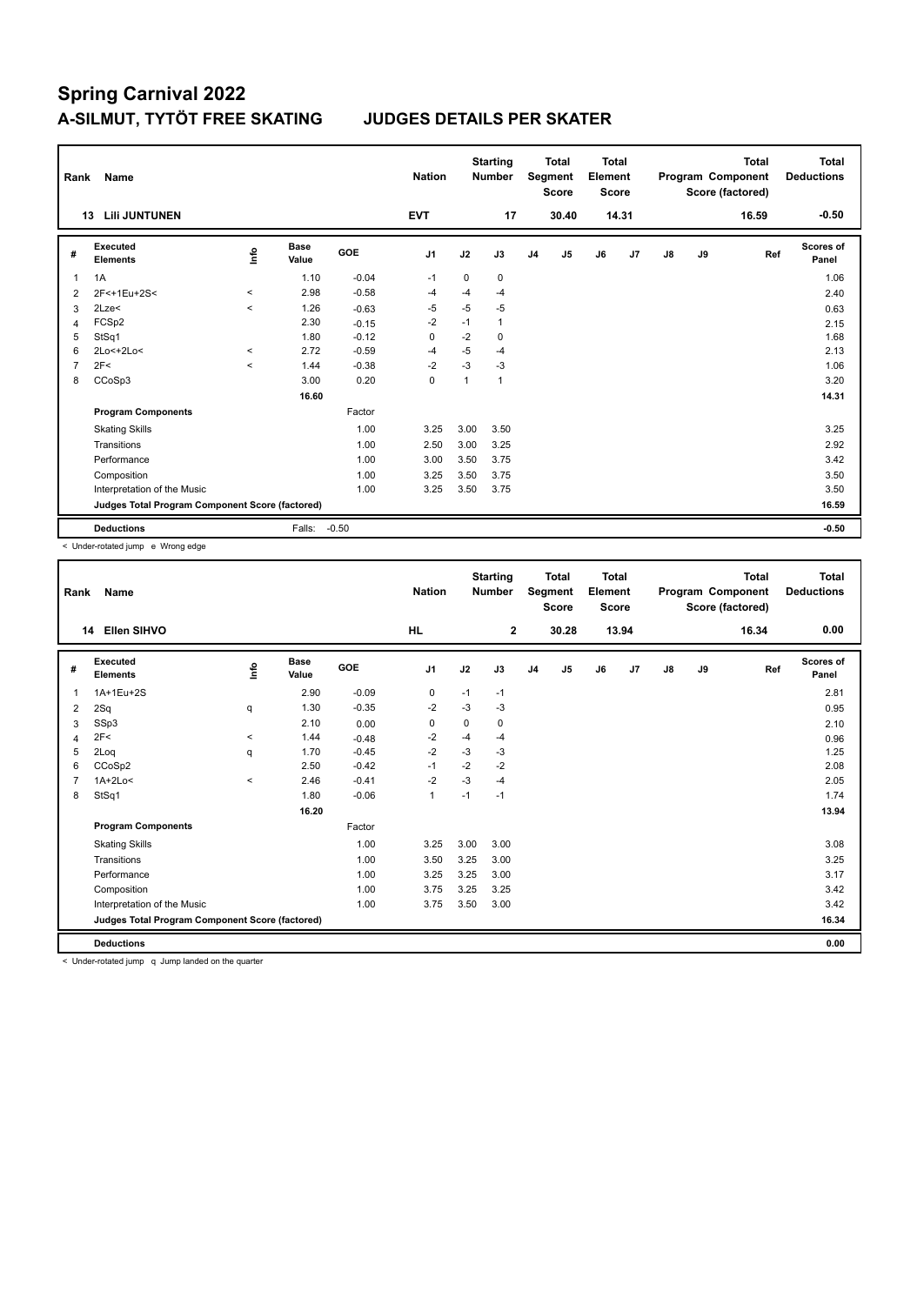# Spring Carnival 2022

## A-SILMUT, TYTÖT FREE SKATING — JUDGES DETAILS PER SKATER

| Rank | Name | Nation | Starting Number | Total Segment Score | Total Element Score | Total Program Component Score (factored) | Total Deductions |
|---|---|---|---|---|---|---|---|
| 13 | Lili JUNTUNEN | EVT | 17 | 30.40 | 14.31 | 16.59 | -0.50 |

| # | Executed Elements | Info | Base Value | GOE | J1 | J2 | J3 | J4 | J5 | J6 | J7 | J8 | J9 | Ref | Scores of Panel |
|---|---|---|---|---|---|---|---|---|---|---|---|---|---|---|---|
| 1 | 1A | | 1.10 | -0.04 | -1 | 0 | 0 | | | | | | | | 1.06 |
| 2 | 2F<+1Eu+2S< | < | 2.98 | -0.58 | -4 | -4 | -4 | | | | | | | | 2.40 |
| 3 | 2Lze< | < | 1.26 | -0.63 | -5 | -5 | -5 | | | | | | | | 0.63 |
| 4 | FCSp2 | | 2.30 | -0.15 | -2 | -1 | 1 | | | | | | | | 2.15 |
| 5 | StSq1 | | 1.80 | -0.12 | 0 | -2 | 0 | | | | | | | | 1.68 |
| 6 | 2Lo<+2Lo< | < | 2.72 | -0.59 | -4 | -5 | -4 | | | | | | | | 2.13 |
| 7 | 2F< | < | 1.44 | -0.38 | -2 | -3 | -3 | | | | | | | | 1.06 |
| 8 | CCoSp3 | | 3.00 | 0.20 | 0 | 1 | 1 | | | | | | | | 3.20 |
| | | | 16.60 | | | | | | | | | | | | 14.31 |
| | **Program Components** | | | Factor | | | | | | | | | | | |
| | Skating Skills | | | 1.00 | 3.25 | 3.00 | 3.50 | | | | | | | | 3.25 |
| | Transitions | | | 1.00 | 2.50 | 3.00 | 3.25 | | | | | | | | 2.92 |
| | Performance | | | 1.00 | 3.00 | 3.50 | 3.75 | | | | | | | | 3.42 |
| | Composition | | | 1.00 | 3.25 | 3.50 | 3.75 | | | | | | | | 3.50 |
| | Interpretation of the Music | | | 1.00 | 3.25 | 3.50 | 3.75 | | | | | | | | 3.50 |
| | **Judges Total Program Component Score (factored)** | | | | | | | | | | | | | | 16.59 |
| | **Deductions** | | Falls: | -0.50 | | | | | | | | | | | -0.50 |

< Under-rotated jump e Wrong edge

| Rank | Name | Nation | Starting Number | Total Segment Score | Total Element Score | Total Program Component Score (factored) | Total Deductions |
|---|---|---|---|---|---|---|---|
| 14 | Ellen SIHVO | HL | 2 | 30.28 | 13.94 | 16.34 | 0.00 |

| # | Executed Elements | Info | Base Value | GOE | J1 | J2 | J3 | J4 | J5 | J6 | J7 | J8 | J9 | Ref | Scores of Panel |
|---|---|---|---|---|---|---|---|---|---|---|---|---|---|---|---|
| 1 | 1A+1Eu+2S | | 2.90 | -0.09 | 0 | -1 | -1 | | | | | | | | 2.81 |
| 2 | 2Sq | q | 1.30 | -0.35 | -2 | -3 | -3 | | | | | | | | 0.95 |
| 3 | SSp3 | | 2.10 | 0.00 | 0 | 0 | 0 | | | | | | | | 2.10 |
| 4 | 2F< | < | 1.44 | -0.48 | -2 | -4 | -4 | | | | | | | | 0.96 |
| 5 | 2Loq | q | 1.70 | -0.45 | -2 | -3 | -3 | | | | | | | | 1.25 |
| 6 | CCoSp2 | | 2.50 | -0.42 | -1 | -2 | -2 | | | | | | | | 2.08 |
| 7 | 1A+2Lo< | < | 2.46 | -0.41 | -2 | -3 | -4 | | | | | | | | 2.05 |
| 8 | StSq1 | | 1.80 | -0.06 | 1 | -1 | -1 | | | | | | | | 1.74 |
| | | | 16.20 | | | | | | | | | | | | 13.94 |
| | **Program Components** | | | Factor | | | | | | | | | | | |
| | Skating Skills | | | 1.00 | 3.25 | 3.00 | 3.00 | | | | | | | | 3.08 |
| | Transitions | | | 1.00 | 3.50 | 3.25 | 3.00 | | | | | | | | 3.25 |
| | Performance | | | 1.00 | 3.25 | 3.25 | 3.00 | | | | | | | | 3.17 |
| | Composition | | | 1.00 | 3.75 | 3.25 | 3.25 | | | | | | | | 3.42 |
| | Interpretation of the Music | | | 1.00 | 3.75 | 3.50 | 3.00 | | | | | | | | 3.42 |
| | **Judges Total Program Component Score (factored)** | | | | | | | | | | | | | | 16.34 |
| | **Deductions** | | | | | | | | | | | | | | 0.00 |

< Under-rotated jump q Jump landed on the quarter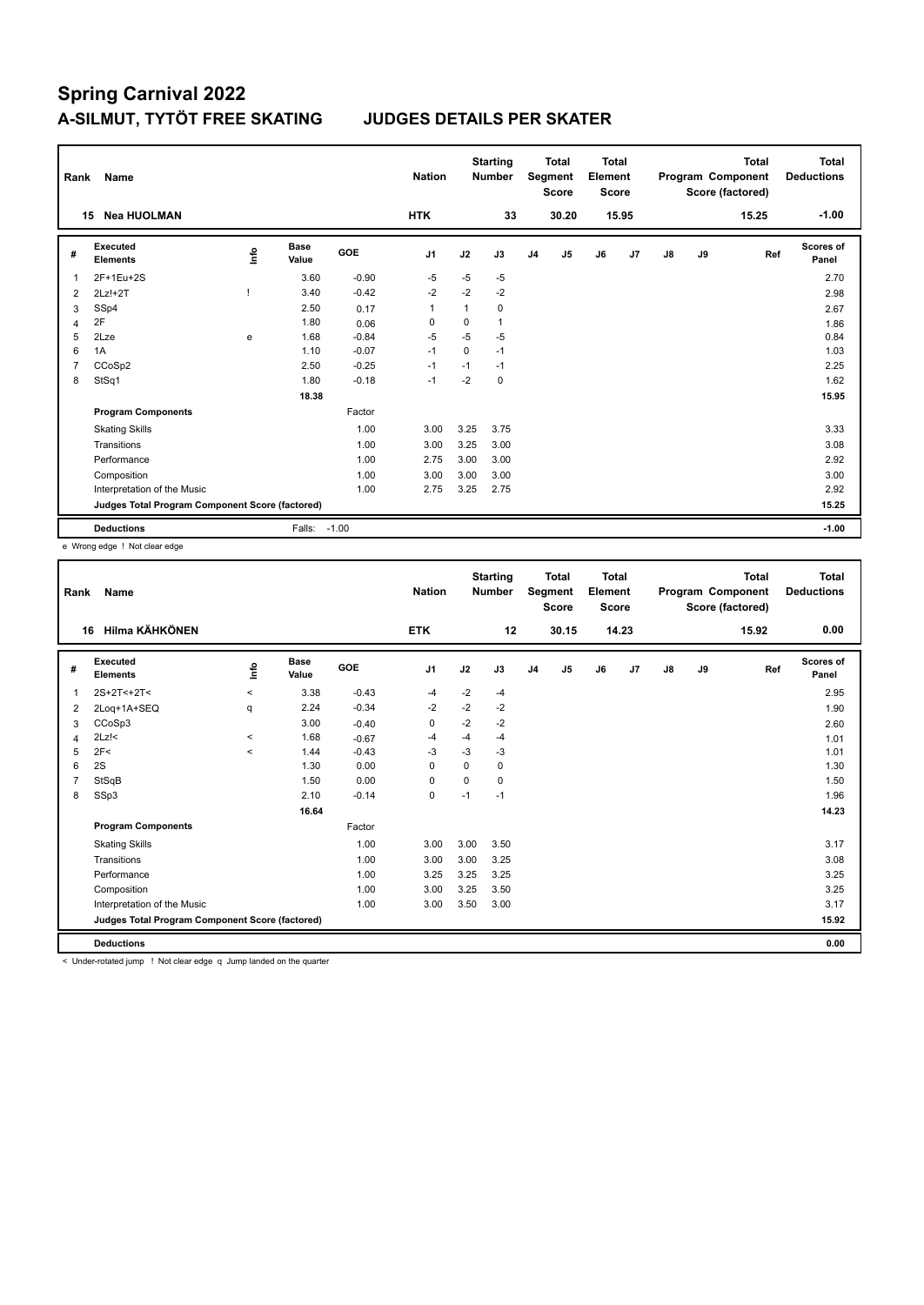# Spring Carnival 2022

## A-SILMUT, TYTÖT FREE SKATING — JUDGES DETAILS PER SKATER

| Rank | Name | Nation | Starting Number | Total Segment Score | Total Element Score | Total Program Component Score (factored) | Total Deductions |
|---|---|---|---|---|---|---|---|
| 15 | Nea HUOLMAN | HTK | 33 | 30.20 | 15.95 | 15.25 | -1.00 |

| # | Executed Elements | Info | Base Value | GOE | J1 | J2 | J3 | J4 | J5 | J6 | J7 | J8 | J9 | Ref | Scores of Panel |
|---|---|---|---|---|---|---|---|---|---|---|---|---|---|---|---|
| 1 | 2F+1Eu+2S | | 3.60 | -0.90 | -5 | -5 | -5 | | | | | | | | 2.70 |
| 2 | 2Lz!+2T | ! | 3.40 | -0.42 | -2 | -2 | -2 | | | | | | | | 2.98 |
| 3 | SSp4 | | 2.50 | 0.17 | 1 | 1 | 0 | | | | | | | | 2.67 |
| 4 | 2F | | 1.80 | 0.06 | 0 | 0 | 1 | | | | | | | | 1.86 |
| 5 | 2Lze | e | 1.68 | -0.84 | -5 | -5 | -5 | | | | | | | | 0.84 |
| 6 | 1A | | 1.10 | -0.07 | -1 | 0 | -1 | | | | | | | | 1.03 |
| 7 | CCoSp2 | | 2.50 | -0.25 | -1 | -1 | -1 | | | | | | | | 2.25 |
| 8 | StSq1 | | 1.80 | -0.18 | -1 | -2 | 0 | | | | | | | | 1.62 |
| | | | 18.38 | | | | | | | | | | | | 15.95 |
| | **Program Components** | | | Factor | | | | | | | | | | | |
| | Skating Skills | | | 1.00 | 3.00 | 3.25 | 3.75 | | | | | | | | 3.33 |
| | Transitions | | | 1.00 | 3.00 | 3.25 | 3.00 | | | | | | | | 3.08 |
| | Performance | | | 1.00 | 2.75 | 3.00 | 3.00 | | | | | | | | 2.92 |
| | Composition | | | 1.00 | 3.00 | 3.00 | 3.00 | | | | | | | | 3.00 |
| | Interpretation of the Music | | | 1.00 | 2.75 | 3.25 | 2.75 | | | | | | | | 2.92 |
| | **Judges Total Program Component Score (factored)** | | | | | | | | | | | | | | 15.25 |
| | **Deductions** | | Falls: | -1.00 | | | | | | | | | | | -1.00 |

e Wrong edge ! Not clear edge

| Rank | Name | Nation | Starting Number | Total Segment Score | Total Element Score | Total Program Component Score (factored) | Total Deductions |
|---|---|---|---|---|---|---|---|
| 16 | Hilma KÄHKÖNEN | ETK | 12 | 30.15 | 14.23 | 15.92 | 0.00 |

| # | Executed Elements | Info | Base Value | GOE | J1 | J2 | J3 | J4 | J5 | J6 | J7 | J8 | J9 | Ref | Scores of Panel |
|---|---|---|---|---|---|---|---|---|---|---|---|---|---|---|---|
| 1 | 2S+2T<+2T< | < | 3.38 | -0.43 | -4 | -2 | -4 | | | | | | | | 2.95 |
| 2 | 2Loq+1A+SEQ | q | 2.24 | -0.34 | -2 | -2 | -2 | | | | | | | | 1.90 |
| 3 | CCoSp3 | | 3.00 | -0.40 | 0 | -2 | -2 | | | | | | | | 2.60 |
| 4 | 2Lz!< | < | 1.68 | -0.67 | -4 | -4 | -4 | | | | | | | | 1.01 |
| 5 | 2F< | < | 1.44 | -0.43 | -3 | -3 | -3 | | | | | | | | 1.01 |
| 6 | 2S | | 1.30 | 0.00 | 0 | 0 | 0 | | | | | | | | 1.30 |
| 7 | StSqB | | 1.50 | 0.00 | 0 | 0 | 0 | | | | | | | | 1.50 |
| 8 | SSp3 | | 2.10 | -0.14 | 0 | -1 | -1 | | | | | | | | 1.96 |
| | | | 16.64 | | | | | | | | | | | | 14.23 |
| | **Program Components** | | | Factor | | | | | | | | | | | |
| | Skating Skills | | | 1.00 | 3.00 | 3.00 | 3.50 | | | | | | | | 3.17 |
| | Transitions | | | 1.00 | 3.00 | 3.00 | 3.25 | | | | | | | | 3.08 |
| | Performance | | | 1.00 | 3.25 | 3.25 | 3.25 | | | | | | | | 3.25 |
| | Composition | | | 1.00 | 3.00 | 3.25 | 3.50 | | | | | | | | 3.25 |
| | Interpretation of the Music | | | 1.00 | 3.00 | 3.50 | 3.00 | | | | | | | | 3.17 |
| | **Judges Total Program Component Score (factored)** | | | | | | | | | | | | | | 15.92 |
| | **Deductions** | | | | | | | | | | | | | | 0.00 |

< Under-rotated jump ! Not clear edge q Jump landed on the quarter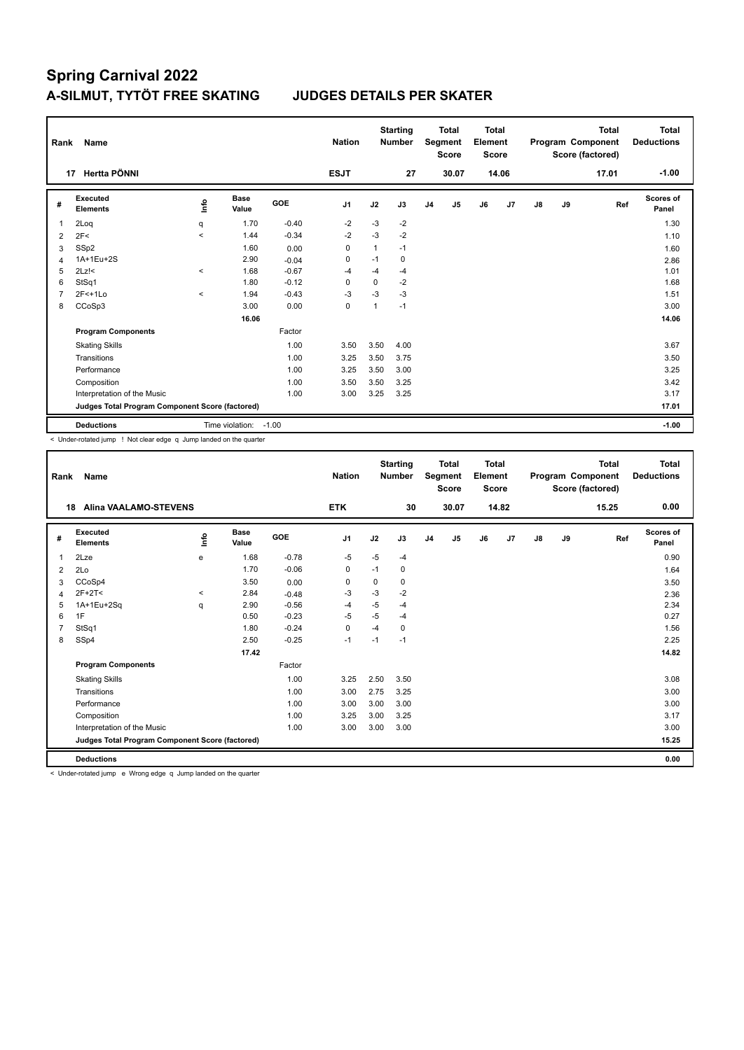# Spring Carnival 2022

## A-SILMUT, TYTÖT FREE SKATING — JUDGES DETAILS PER SKATER

| Rank | Name | Nation | Starting Number | Total Segment Score | Total Element Score | Total Program Component Score (factored) | Total Deductions |
|---|---|---|---|---|---|---|---|
| 17 | Hertta PÖNNI | ESJT | 27 | 30.07 | 14.06 | 17.01 | -1.00 |

| # | Executed Elements | Info | Base Value | GOE | J1 | J2 | J3 | J4 | J5 | J6 | J7 | J8 | J9 | Ref | Scores of Panel |
|---|---|---|---|---|---|---|---|---|---|---|---|---|---|---|---|
| 1 | 2Loq | q | 1.70 | -0.40 | -2 | -3 | -2 | | | | | | | | 1.30 |
| 2 | 2F< | < | 1.44 | -0.34 | -2 | -3 | -2 | | | | | | | | 1.10 |
| 3 | SSp2 | | 1.60 | 0.00 | 0 | 1 | -1 | | | | | | | | 1.60 |
| 4 | 1A+1Eu+2S | | 2.90 | -0.04 | 0 | -1 | 0 | | | | | | | | 2.86 |
| 5 | 2Lz!< | < | 1.68 | -0.67 | -4 | -4 | -4 | | | | | | | | 1.01 |
| 6 | StSq1 | | 1.80 | -0.12 | 0 | 0 | -2 | | | | | | | | 1.68 |
| 7 | 2F<+1Lo | < | 1.94 | -0.43 | -3 | -3 | -3 | | | | | | | | 1.51 |
| 8 | CCoSp3 | | 3.00 | 0.00 | 0 | 1 | -1 | | | | | | | | 3.00 |
| | | | 16.06 | | | | | | | | | | | | 14.06 |
| | **Program Components** | | | Factor | | | | | | | | | | | |
| | Skating Skills | | | 1.00 | 3.50 | 3.50 | 4.00 | | | | | | | | 3.67 |
| | Transitions | | | 1.00 | 3.25 | 3.50 | 3.75 | | | | | | | | 3.50 |
| | Performance | | | 1.00 | 3.25 | 3.50 | 3.00 | | | | | | | | 3.25 |
| | Composition | | | 1.00 | 3.50 | 3.50 | 3.25 | | | | | | | | 3.42 |
| | Interpretation of the Music | | | 1.00 | 3.00 | 3.25 | 3.25 | | | | | | | | 3.17 |
| | **Judges Total Program Component Score (factored)** | | | | | | | | | | | | | | 17.01 |
| | **Deductions** | | Time violation: | -1.00 | | | | | | | | | | | -1.00 |

< Under-rotated jump ! Not clear edge q Jump landed on the quarter

| Rank | Name | Nation | Starting Number | Total Segment Score | Total Element Score | Total Program Component Score (factored) | Total Deductions |
|---|---|---|---|---|---|---|---|
| 18 | Alina VAALAMO-STEVENS | ETK | 30 | 30.07 | 14.82 | 15.25 | 0.00 |

| # | Executed Elements | Info | Base Value | GOE | J1 | J2 | J3 | J4 | J5 | J6 | J7 | J8 | J9 | Ref | Scores of Panel |
|---|---|---|---|---|---|---|---|---|---|---|---|---|---|---|---|
| 1 | 2Lze | e | 1.68 | -0.78 | -5 | -5 | -4 | | | | | | | | 0.90 |
| 2 | 2Lo | | 1.70 | -0.06 | 0 | -1 | 0 | | | | | | | | 1.64 |
| 3 | CCoSp4 | | 3.50 | 0.00 | 0 | 0 | 0 | | | | | | | | 3.50 |
| 4 | 2F+2T< | < | 2.84 | -0.48 | -3 | -3 | -2 | | | | | | | | 2.36 |
| 5 | 1A+1Eu+2Sq | q | 2.90 | -0.56 | -4 | -5 | -4 | | | | | | | | 2.34 |
| 6 | 1F | | 0.50 | -0.23 | -5 | -5 | -4 | | | | | | | | 0.27 |
| 7 | StSq1 | | 1.80 | -0.24 | 0 | -4 | 0 | | | | | | | | 1.56 |
| 8 | SSp4 | | 2.50 | -0.25 | -1 | -1 | -1 | | | | | | | | 2.25 |
| | | | 17.42 | | | | | | | | | | | | 14.82 |
| | **Program Components** | | | Factor | | | | | | | | | | | |
| | Skating Skills | | | 1.00 | 3.25 | 2.50 | 3.50 | | | | | | | | 3.08 |
| | Transitions | | | 1.00 | 3.00 | 2.75 | 3.25 | | | | | | | | 3.00 |
| | Performance | | | 1.00 | 3.00 | 3.00 | 3.00 | | | | | | | | 3.00 |
| | Composition | | | 1.00 | 3.25 | 3.00 | 3.25 | | | | | | | | 3.17 |
| | Interpretation of the Music | | | 1.00 | 3.00 | 3.00 | 3.00 | | | | | | | | 3.00 |
| | **Judges Total Program Component Score (factored)** | | | | | | | | | | | | | | 15.25 |
| | **Deductions** | | | | | | | | | | | | | | 0.00 |

< Under-rotated jump e Wrong edge q Jump landed on the quarter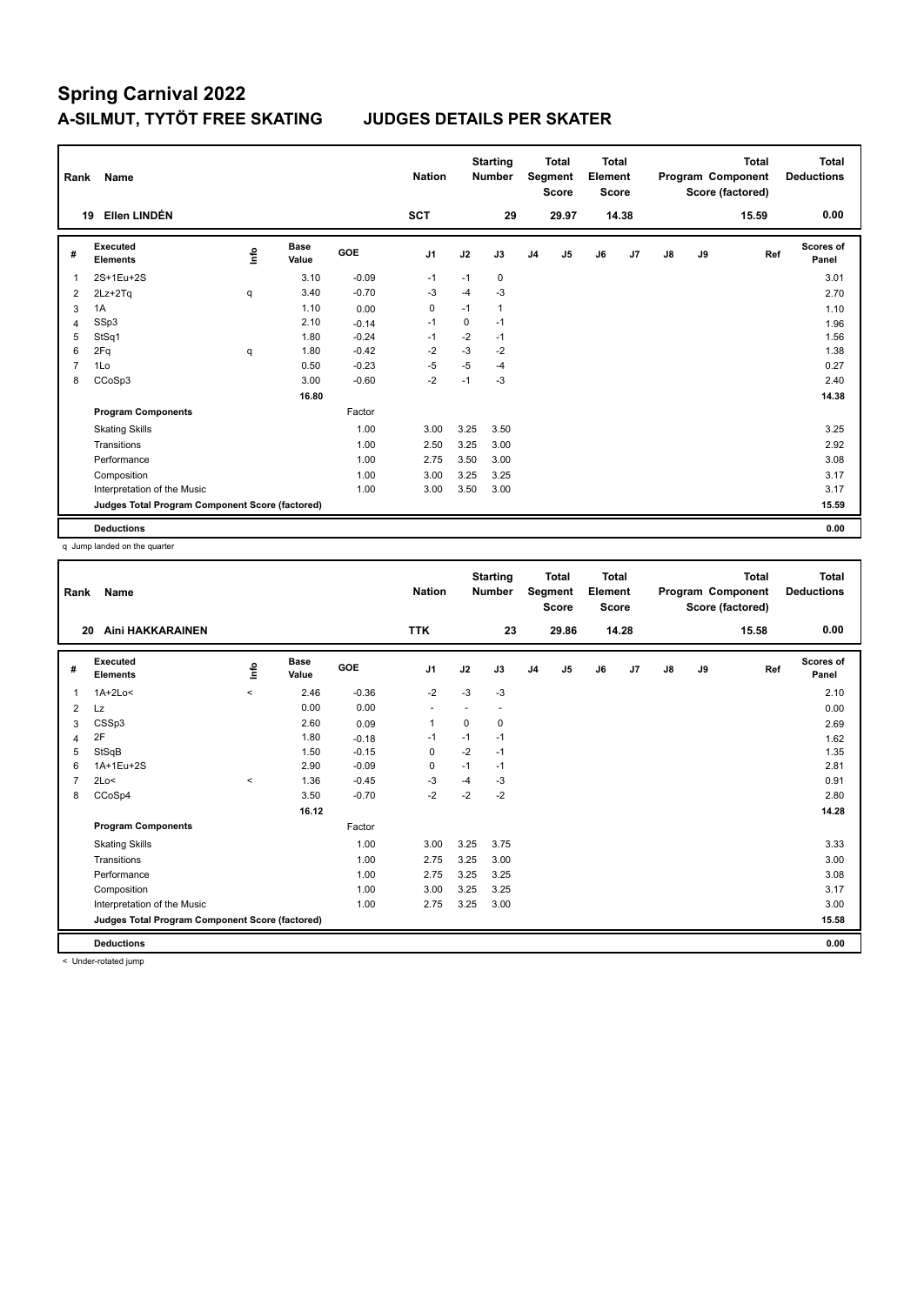# Spring Carnival 2022

## A-SILMUT, TYTÖT FREE SKATING — JUDGES DETAILS PER SKATER

| Rank | Name | Nation | Starting Number | Total Segment Score | Total Element Score | Total Program Component Score (factored) | Total Deductions |
|---|---|---|---|---|---|---|---|
| 19 | Ellen LINDÉN | SCT | 29 | 29.97 | 14.38 | 15.59 | 0.00 |

| # | Executed Elements | Info | Base Value | GOE | J1 | J2 | J3 | J4 | J5 | J6 | J7 | J8 | J9 | Ref | Scores of Panel |
|---|---|---|---|---|---|---|---|---|---|---|---|---|---|---|---|
| 1 | 2S+1Eu+2S | | 3.10 | -0.09 | -1 | -1 | 0 | | | | | | | | 3.01 |
| 2 | 2Lz+2Tq | q | 3.40 | -0.70 | -3 | -4 | -3 | | | | | | | | 2.70 |
| 3 | 1A | | 1.10 | 0.00 | 0 | -1 | 1 | | | | | | | | 1.10 |
| 4 | SSp3 | | 2.10 | -0.14 | -1 | 0 | -1 | | | | | | | | 1.96 |
| 5 | StSq1 | | 1.80 | -0.24 | -1 | -2 | -1 | | | | | | | | 1.56 |
| 6 | 2Fq | q | 1.80 | -0.42 | -2 | -3 | -2 | | | | | | | | 1.38 |
| 7 | 1Lo | | 0.50 | -0.23 | -5 | -5 | -4 | | | | | | | | 0.27 |
| 8 | CCoSp3 | | 3.00 | -0.60 | -2 | -1 | -3 | | | | | | | | 2.40 |
| | | | 16.80 | | | | | | | | | | | | 14.38 |
| | **Program Components** | | | Factor | | | | | | | | | | | |
| | Skating Skills | | | 1.00 | 3.00 | 3.25 | 3.50 | | | | | | | | 3.25 |
| | Transitions | | | 1.00 | 2.50 | 3.25 | 3.00 | | | | | | | | 2.92 |
| | Performance | | | 1.00 | 2.75 | 3.50 | 3.00 | | | | | | | | 3.08 |
| | Composition | | | 1.00 | 3.00 | 3.25 | 3.25 | | | | | | | | 3.17 |
| | Interpretation of the Music | | | 1.00 | 3.00 | 3.50 | 3.00 | | | | | | | | 3.17 |
| | **Judges Total Program Component Score (factored)** | | | | | | | | | | | | | | 15.59 |
| | **Deductions** | | | | | | | | | | | | | | 0.00 |

q Jump landed on the quarter

| Rank | Name | Nation | Starting Number | Total Segment Score | Total Element Score | Total Program Component Score (factored) | Total Deductions |
|---|---|---|---|---|---|---|---|
| 20 | Aini HAKKARAINEN | TTK | 23 | 29.86 | 14.28 | 15.58 | 0.00 |

| # | Executed Elements | Info | Base Value | GOE | J1 | J2 | J3 | J4 | J5 | J6 | J7 | J8 | J9 | Ref | Scores of Panel |
|---|---|---|---|---|---|---|---|---|---|---|---|---|---|---|---|
| 1 | 1A+2Lo< | < | 2.46 | -0.36 | -2 | -3 | -3 | | | | | | | | 2.10 |
| 2 | Lz | | 0.00 | 0.00 | - | - | - | | | | | | | | 0.00 |
| 3 | CSSp3 | | 2.60 | 0.09 | 1 | 0 | 0 | | | | | | | | 2.69 |
| 4 | 2F | | 1.80 | -0.18 | -1 | -1 | -1 | | | | | | | | 1.62 |
| 5 | StSqB | | 1.50 | -0.15 | 0 | -2 | -1 | | | | | | | | 1.35 |
| 6 | 1A+1Eu+2S | | 2.90 | -0.09 | 0 | -1 | -1 | | | | | | | | 2.81 |
| 7 | 2Lo< | < | 1.36 | -0.45 | -3 | -4 | -3 | | | | | | | | 0.91 |
| 8 | CCoSp4 | | 3.50 | -0.70 | -2 | -2 | -2 | | | | | | | | 2.80 |
| | | | 16.12 | | | | | | | | | | | | 14.28 |
| | **Program Components** | | | Factor | | | | | | | | | | | |
| | Skating Skills | | | 1.00 | 3.00 | 3.25 | 3.75 | | | | | | | | 3.33 |
| | Transitions | | | 1.00 | 2.75 | 3.25 | 3.00 | | | | | | | | 3.00 |
| | Performance | | | 1.00 | 2.75 | 3.25 | 3.25 | | | | | | | | 3.08 |
| | Composition | | | 1.00 | 3.00 | 3.25 | 3.25 | | | | | | | | 3.17 |
| | Interpretation of the Music | | | 1.00 | 2.75 | 3.25 | 3.00 | | | | | | | | 3.00 |
| | **Judges Total Program Component Score (factored)** | | | | | | | | | | | | | | 15.58 |
| | **Deductions** | | | | | | | | | | | | | | 0.00 |

< Under-rotated jump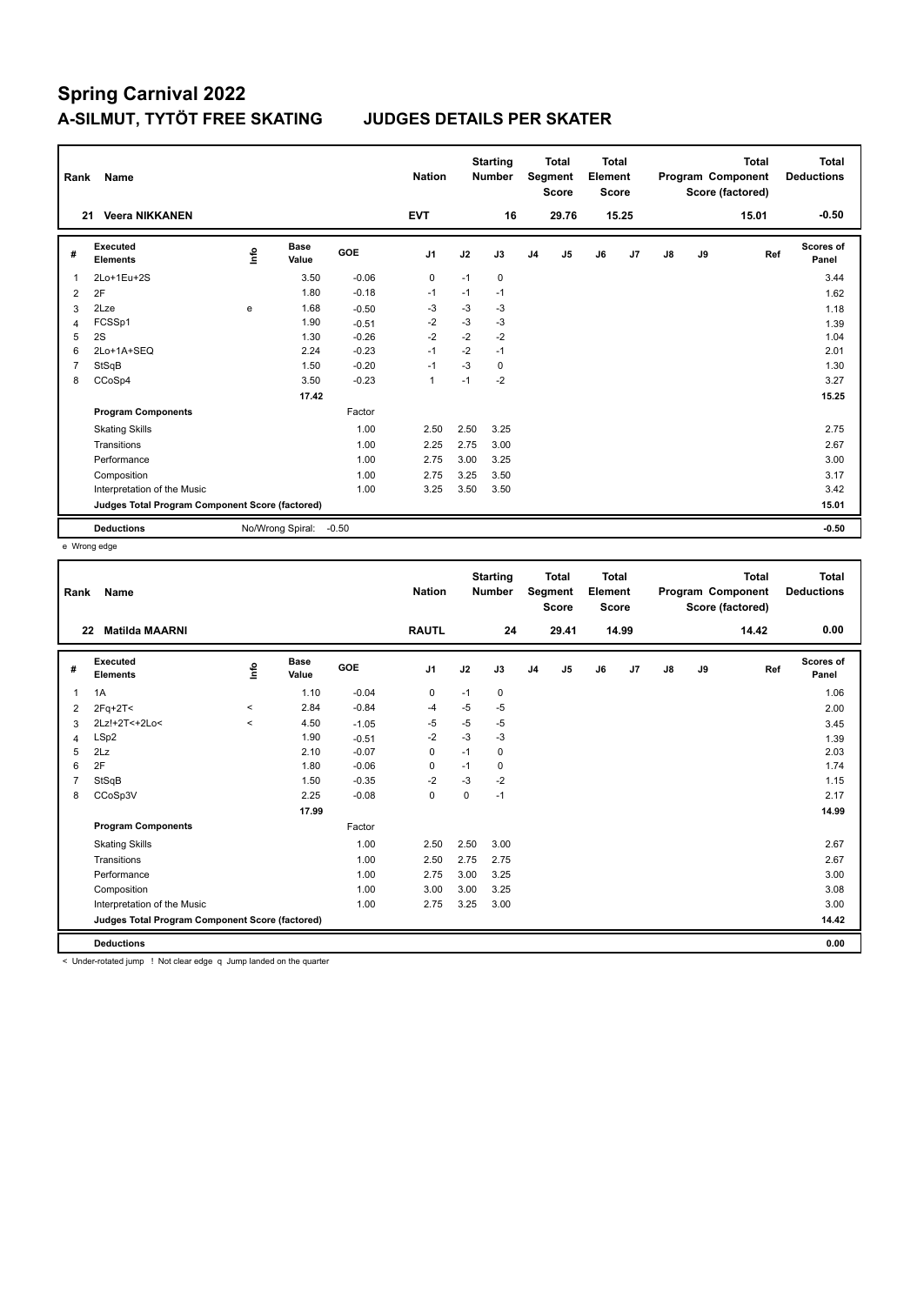# Spring Carnival 2022

## A-SILMUT, TYTÖT FREE SKATING JUDGES DETAILS PER SKATER

| Rank | Name | Nation | Starting Number | Total Segment Score | Total Element Score | Total Program Component Score (factored) | Total Deductions |
|---|---|---|---|---|---|---|---|
| 21 | Veera NIKKANEN | EVT | 16 | 29.76 | 15.25 | 15.01 | -0.50 |

| # | Executed Elements | Info | Base Value | GOE | J1 | J2 | J3 | J4 | J5 | J6 | J7 | J8 | J9 | Ref | Scores of Panel |
|---|---|---|---|---|---|---|---|---|---|---|---|---|---|---|---|
| 1 | 2Lo+1Eu+2S | | 3.50 | -0.06 | 0 | -1 | 0 | | | | | | | | 3.44 |
| 2 | 2F | | 1.80 | -0.18 | -1 | -1 | -1 | | | | | | | | 1.62 |
| 3 | 2Lze | e | 1.68 | -0.50 | -3 | -3 | -3 | | | | | | | | 1.18 |
| 4 | FCSSp1 | | 1.90 | -0.51 | -2 | -3 | -3 | | | | | | | | 1.39 |
| 5 | 2S | | 1.30 | -0.26 | -2 | -2 | -2 | | | | | | | | 1.04 |
| 6 | 2Lo+1A+SEQ | | 2.24 | -0.23 | -1 | -2 | -1 | | | | | | | | 2.01 |
| 7 | StSqB | | 1.50 | -0.20 | -1 | -3 | 0 | | | | | | | | 1.30 |
| 8 | CCoSp4 | | 3.50 | -0.23 | 1 | -1 | -2 | | | | | | | | 3.27 |
| | | | 17.42 | | | | | | | | | | | | 15.25 |
| | **Program Components** | | | Factor | | | | | | | | | | | |
| | Skating Skills | | | 1.00 | 2.50 | 2.50 | 3.25 | | | | | | | | 2.75 |
| | Transitions | | | 1.00 | 2.25 | 2.75 | 3.00 | | | | | | | | 2.67 |
| | Performance | | | 1.00 | 2.75 | 3.00 | 3.25 | | | | | | | | 3.00 |
| | Composition | | | 1.00 | 2.75 | 3.25 | 3.50 | | | | | | | | 3.17 |
| | Interpretation of the Music | | | 1.00 | 3.25 | 3.50 | 3.50 | | | | | | | | 3.42 |
| | **Judges Total Program Component Score (factored)** | | | | | | | | | | | | | | 15.01 |
| | **Deductions** | No/Wrong Spiral: | -0.50 | | | | | | | | | | | | -0.50 |

e Wrong edge

| Rank | Name | Nation | Starting Number | Total Segment Score | Total Element Score | Total Program Component Score (factored) | Total Deductions |
|---|---|---|---|---|---|---|---|
| 22 | Matilda MAARNI | RAUTL | 24 | 29.41 | 14.99 | 14.42 | 0.00 |

| # | Executed Elements | Info | Base Value | GOE | J1 | J2 | J3 | J4 | J5 | J6 | J7 | J8 | J9 | Ref | Scores of Panel |
|---|---|---|---|---|---|---|---|---|---|---|---|---|---|---|---|
| 1 | 1A | | 1.10 | -0.04 | 0 | -1 | 0 | | | | | | | | 1.06 |
| 2 | 2Fq+2T< | < | 2.84 | -0.84 | -4 | -5 | -5 | | | | | | | | 2.00 |
| 3 | 2Lz!+2T<+2Lo< | < | 4.50 | -1.05 | -5 | -5 | -5 | | | | | | | | 3.45 |
| 4 | LSp2 | | 1.90 | -0.51 | -2 | -3 | -3 | | | | | | | | 1.39 |
| 5 | 2Lz | | 2.10 | -0.07 | 0 | -1 | 0 | | | | | | | | 2.03 |
| 6 | 2F | | 1.80 | -0.06 | 0 | -1 | 0 | | | | | | | | 1.74 |
| 7 | StSqB | | 1.50 | -0.35 | -2 | -3 | -2 | | | | | | | | 1.15 |
| 8 | CCoSp3V | | 2.25 | -0.08 | 0 | 0 | -1 | | | | | | | | 2.17 |
| | | | 17.99 | | | | | | | | | | | | 14.99 |
| | **Program Components** | | | Factor | | | | | | | | | | | |
| | Skating Skills | | | 1.00 | 2.50 | 2.50 | 3.00 | | | | | | | | 2.67 |
| | Transitions | | | 1.00 | 2.50 | 2.75 | 2.75 | | | | | | | | 2.67 |
| | Performance | | | 1.00 | 2.75 | 3.00 | 3.25 | | | | | | | | 3.00 |
| | Composition | | | 1.00 | 3.00 | 3.00 | 3.25 | | | | | | | | 3.08 |
| | Interpretation of the Music | | | 1.00 | 2.75 | 3.25 | 3.00 | | | | | | | | 3.00 |
| | **Judges Total Program Component Score (factored)** | | | | | | | | | | | | | | 14.42 |
| | **Deductions** | | | | | | | | | | | | | | 0.00 |

< Under-rotated jump ! Not clear edge q Jump landed on the quarter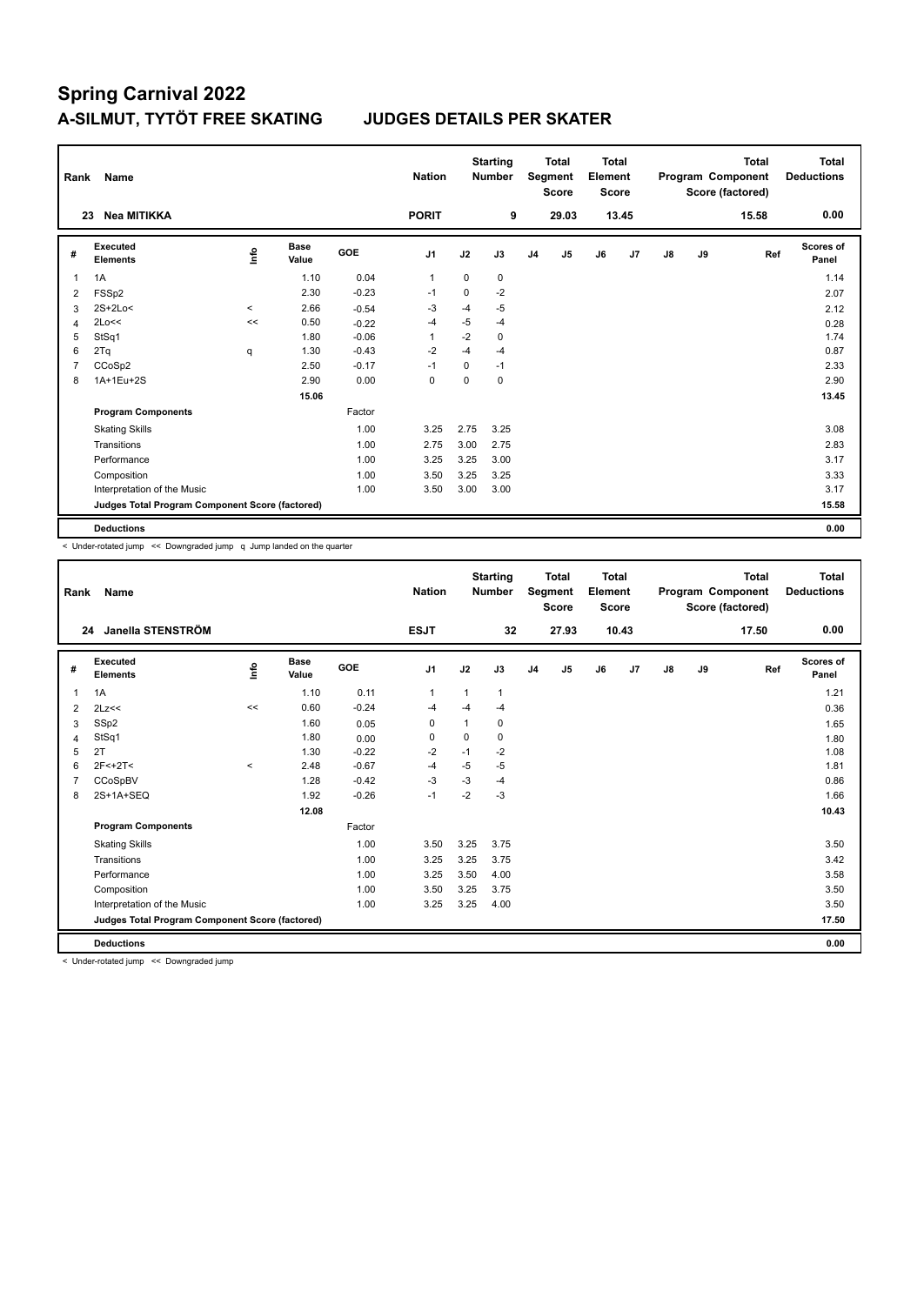# Spring Carnival 2022

## A-SILMUT, TYTÖT FREE SKATING JUDGES DETAILS PER SKATER

| Rank | Name | Nation | Starting Number | Total Segment Score | Total Element Score | Total Program Component Score (factored) | Total Deductions |
|---|---|---|---|---|---|---|---|
| 23 | Nea MITIKKA | PORIT | 9 | 29.03 | 13.45 | 15.58 | 0.00 |

| # | Executed Elements | Info | Base Value | GOE | J1 | J2 | J3 | J4 | J5 | J6 | J7 | J8 | J9 | Ref | Scores of Panel |
|---|---|---|---|---|---|---|---|---|---|---|---|---|---|---|---|
| 1 | 1A | | 1.10 | 0.04 | 1 | 0 | 0 | | | | | | | | 1.14 |
| 2 | FSSp2 | | 2.30 | -0.23 | -1 | 0 | -2 | | | | | | | | 2.07 |
| 3 | 2S+2Lo< | < | 2.66 | -0.54 | -3 | -4 | -5 | | | | | | | | 2.12 |
| 4 | 2Lo<< | << | 0.50 | -0.22 | -4 | -5 | -4 | | | | | | | | 0.28 |
| 5 | StSq1 | | 1.80 | -0.06 | 1 | -2 | 0 | | | | | | | | 1.74 |
| 6 | 2Tq | q | 1.30 | -0.43 | -2 | -4 | -4 | | | | | | | | 0.87 |
| 7 | CCoSp2 | | 2.50 | -0.17 | -1 | 0 | -1 | | | | | | | | 2.33 |
| 8 | 1A+1Eu+2S | | 2.90 | 0.00 | 0 | 0 | 0 | | | | | | | | 2.90 |
| | | | 15.06 | | | | | | | | | | | | 13.45 |
| | **Program Components** | | | Factor | | | | | | | | | | | |
| | Skating Skills | | | 1.00 | 3.25 | 2.75 | 3.25 | | | | | | | | 3.08 |
| | Transitions | | | 1.00 | 2.75 | 3.00 | 2.75 | | | | | | | | 2.83 |
| | Performance | | | 1.00 | 3.25 | 3.25 | 3.00 | | | | | | | | 3.17 |
| | Composition | | | 1.00 | 3.50 | 3.25 | 3.25 | | | | | | | | 3.33 |
| | Interpretation of the Music | | | 1.00 | 3.50 | 3.00 | 3.00 | | | | | | | | 3.17 |
| | **Judges Total Program Component Score (factored)** | | | | | | | | | | | | | | 15.58 |
| | **Deductions** | | | | | | | | | | | | | | 0.00 |

< Under-rotated jump << Downgraded jump q Jump landed on the quarter

| Rank | Name | Nation | Starting Number | Total Segment Score | Total Element Score | Total Program Component Score (factored) | Total Deductions |
|---|---|---|---|---|---|---|---|
| 24 | Janella STENSTRÖM | ESJT | 32 | 27.93 | 10.43 | 17.50 | 0.00 |

| # | Executed Elements | Info | Base Value | GOE | J1 | J2 | J3 | J4 | J5 | J6 | J7 | J8 | J9 | Ref | Scores of Panel |
|---|---|---|---|---|---|---|---|---|---|---|---|---|---|---|---|
| 1 | 1A | | 1.10 | 0.11 | 1 | 1 | 1 | | | | | | | | 1.21 |
| 2 | 2Lz<< | << | 0.60 | -0.24 | -4 | -4 | -4 | | | | | | | | 0.36 |
| 3 | SSp2 | | 1.60 | 0.05 | 0 | 1 | 0 | | | | | | | | 1.65 |
| 4 | StSq1 | | 1.80 | 0.00 | 0 | 0 | 0 | | | | | | | | 1.80 |
| 5 | 2T | | 1.30 | -0.22 | -2 | -1 | -2 | | | | | | | | 1.08 |
| 6 | 2F<+2T< | < | 2.48 | -0.67 | -4 | -5 | -5 | | | | | | | | 1.81 |
| 7 | CCoSpBV | | 1.28 | -0.42 | -3 | -3 | -4 | | | | | | | | 0.86 |
| 8 | 2S+1A+SEQ | | 1.92 | -0.26 | -1 | -2 | -3 | | | | | | | | 1.66 |
| | | | 12.08 | | | | | | | | | | | | 10.43 |
| | **Program Components** | | | Factor | | | | | | | | | | | |
| | Skating Skills | | | 1.00 | 3.50 | 3.25 | 3.75 | | | | | | | | 3.50 |
| | Transitions | | | 1.00 | 3.25 | 3.25 | 3.75 | | | | | | | | 3.42 |
| | Performance | | | 1.00 | 3.25 | 3.50 | 4.00 | | | | | | | | 3.58 |
| | Composition | | | 1.00 | 3.50 | 3.25 | 3.75 | | | | | | | | 3.50 |
| | Interpretation of the Music | | | 1.00 | 3.25 | 3.25 | 4.00 | | | | | | | | 3.50 |
| | **Judges Total Program Component Score (factored)** | | | | | | | | | | | | | | 17.50 |
| | **Deductions** | | | | | | | | | | | | | | 0.00 |

< Under-rotated jump << Downgraded jump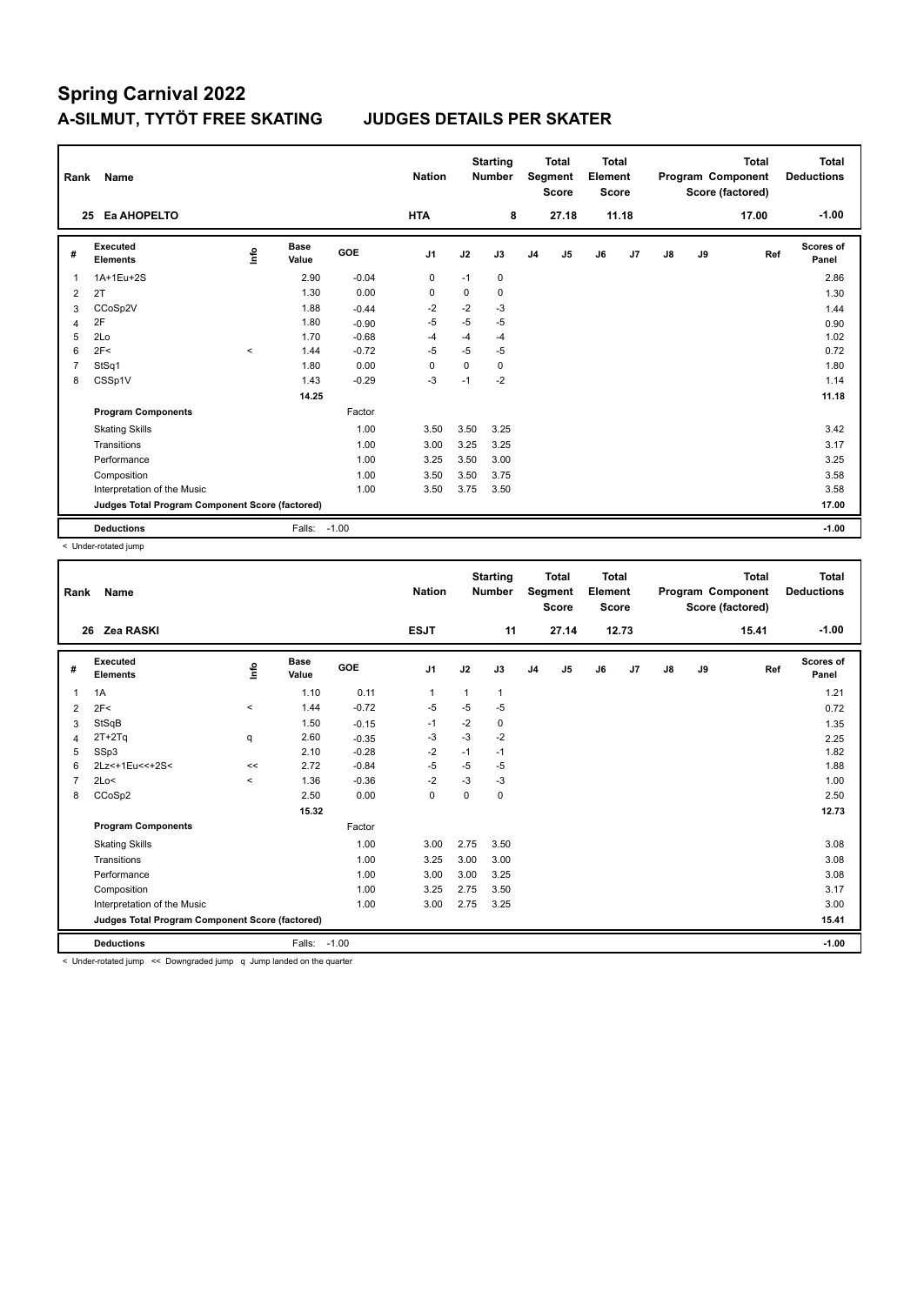# Spring Carnival 2022

## A-SILMUT, TYTÖT FREE SKATING JUDGES DETAILS PER SKATER

| Rank | Name | Nation | Starting Number | Total Segment Score | Total Element Score | Total Program Component Score (factored) | Total Deductions |
|---|---|---|---|---|---|---|---|
| 25 | Ea AHOPELTO | HTA | 8 | 27.18 | 11.18 | 17.00 | -1.00 |

| # | Executed Elements | Info | Base Value | GOE | J1 | J2 | J3 | J4 | J5 | J6 | J7 | J8 | J9 | Ref | Scores of Panel |
|---|---|---|---|---|---|---|---|---|---|---|---|---|---|---|---|
| 1 | 1A+1Eu+2S | | 2.90 | -0.04 | 0 | -1 | 0 | | | | | | | | 2.86 |
| 2 | 2T | | 1.30 | 0.00 | 0 | 0 | 0 | | | | | | | | 1.30 |
| 3 | CCoSp2V | | 1.88 | -0.44 | -2 | -2 | -3 | | | | | | | | 1.44 |
| 4 | 2F | | 1.80 | -0.90 | -5 | -5 | -5 | | | | | | | | 0.90 |
| 5 | 2Lo | | 1.70 | -0.68 | -4 | -4 | -4 | | | | | | | | 1.02 |
| 6 | 2F< | < | 1.44 | -0.72 | -5 | -5 | -5 | | | | | | | | 0.72 |
| 7 | StSq1 | | 1.80 | 0.00 | 0 | 0 | 0 | | | | | | | | 1.80 |
| 8 | CSSp1V | | 1.43 | -0.29 | -3 | -1 | -2 | | | | | | | | 1.14 |
| | | | 14.25 | | | | | | | | | | | | 11.18 |
| | **Program Components** | | | Factor | | | | | | | | | | | |
| | Skating Skills | | | 1.00 | 3.50 | 3.50 | 3.25 | | | | | | | | 3.42 |
| | Transitions | | | 1.00 | 3.00 | 3.25 | 3.25 | | | | | | | | 3.17 |
| | Performance | | | 1.00 | 3.25 | 3.50 | 3.00 | | | | | | | | 3.25 |
| | Composition | | | 1.00 | 3.50 | 3.50 | 3.75 | | | | | | | | 3.58 |
| | Interpretation of the Music | | | 1.00 | 3.50 | 3.75 | 3.50 | | | | | | | | 3.58 |
| | **Judges Total Program Component Score (factored)** | | | | | | | | | | | | | | 17.00 |
| | **Deductions** | | Falls: | -1.00 | | | | | | | | | | | -1.00 |

< Under-rotated jump

| Rank | Name | Nation | Starting Number | Total Segment Score | Total Element Score | Total Program Component Score (factored) | Total Deductions |
|---|---|---|---|---|---|---|---|
| 26 | Zea RASKI | ESJT | 11 | 27.14 | 12.73 | 15.41 | -1.00 |

| # | Executed Elements | Info | Base Value | GOE | J1 | J2 | J3 | J4 | J5 | J6 | J7 | J8 | J9 | Ref | Scores of Panel |
|---|---|---|---|---|---|---|---|---|---|---|---|---|---|---|---|
| 1 | 1A | | 1.10 | 0.11 | 1 | 1 | 1 | | | | | | | | 1.21 |
| 2 | 2F< | < | 1.44 | -0.72 | -5 | -5 | -5 | | | | | | | | 0.72 |
| 3 | StSqB | | 1.50 | -0.15 | -1 | -2 | 0 | | | | | | | | 1.35 |
| 4 | 2T+2Tq | q | 2.60 | -0.35 | -3 | -3 | -2 | | | | | | | | 2.25 |
| 5 | SSp3 | | 2.10 | -0.28 | -2 | -1 | -1 | | | | | | | | 1.82 |
| 6 | 2Lz<+1Eu<<+2S< | << | 2.72 | -0.84 | -5 | -5 | -5 | | | | | | | | 1.88 |
| 7 | 2Lo< | < | 1.36 | -0.36 | -2 | -3 | -3 | | | | | | | | 1.00 |
| 8 | CCoSp2 | | 2.50 | 0.00 | 0 | 0 | 0 | | | | | | | | 2.50 |
| | | | 15.32 | | | | | | | | | | | | 12.73 |
| | **Program Components** | | | Factor | | | | | | | | | | | |
| | Skating Skills | | | 1.00 | 3.00 | 2.75 | 3.50 | | | | | | | | 3.08 |
| | Transitions | | | 1.00 | 3.25 | 3.00 | 3.00 | | | | | | | | 3.08 |
| | Performance | | | 1.00 | 3.00 | 3.00 | 3.25 | | | | | | | | 3.08 |
| | Composition | | | 1.00 | 3.25 | 2.75 | 3.50 | | | | | | | | 3.17 |
| | Interpretation of the Music | | | 1.00 | 3.00 | 2.75 | 3.25 | | | | | | | | 3.00 |
| | **Judges Total Program Component Score (factored)** | | | | | | | | | | | | | | 15.41 |
| | **Deductions** | | Falls: | -1.00 | | | | | | | | | | | -1.00 |

< Under-rotated jump << Downgraded jump q Jump landed on the quarter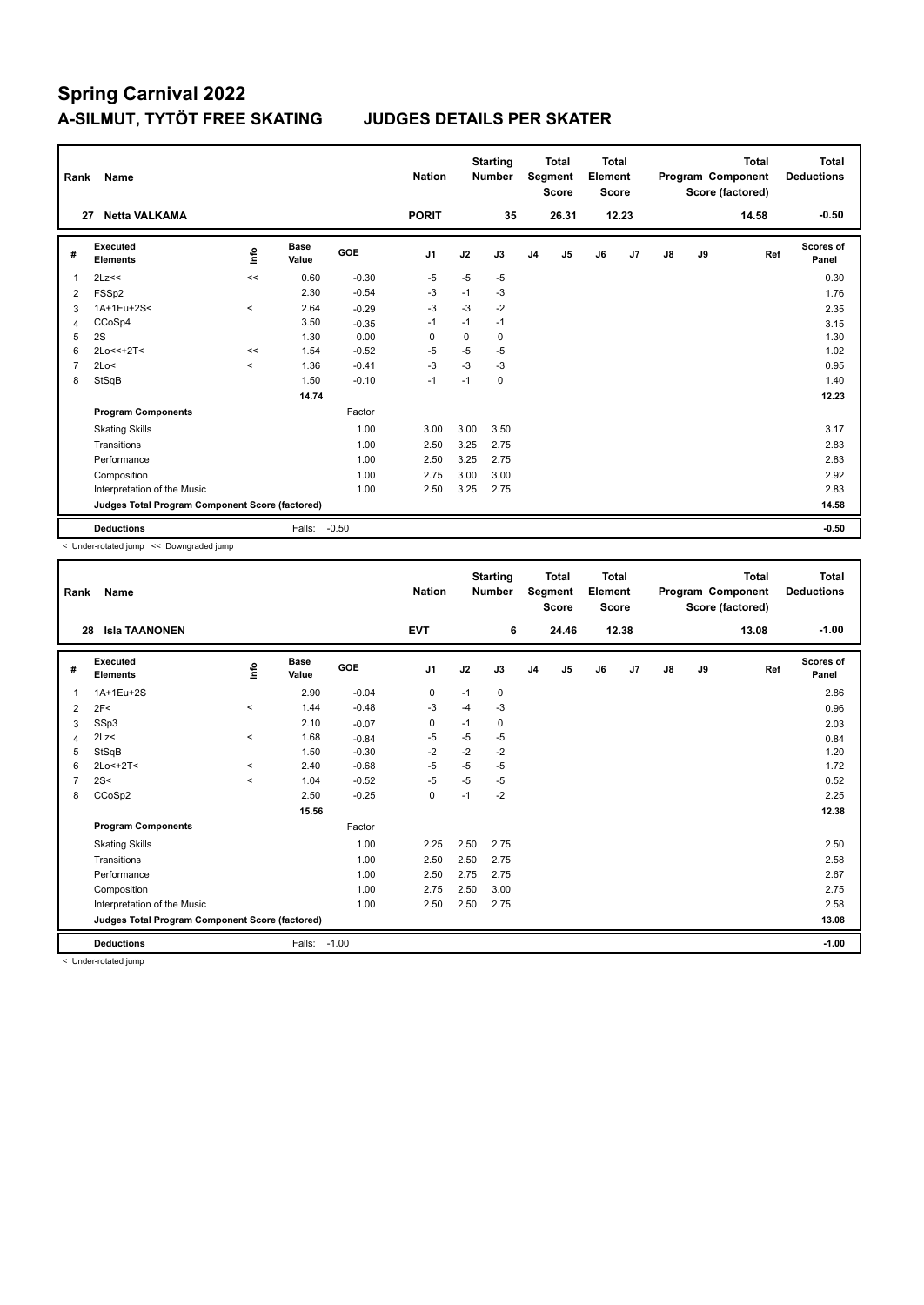# Spring Carnival 2022

## A-SILMUT, TYTÖT FREE SKATING JUDGES DETAILS PER SKATER

| Rank | Name | Nation | Starting Number | Total Segment Score | Total Element Score | Total Program Component Score (factored) | Total Deductions |
|---|---|---|---|---|---|---|---|
| 27 | Netta VALKAMA | PORIT | 35 | 26.31 | 12.23 | 14.58 | -0.50 |

| # | Executed Elements | Info | Base Value | GOE | J1 | J2 | J3 | J4 | J5 | J6 | J7 | J8 | J9 | Ref | Scores of Panel |
|---|---|---|---|---|---|---|---|---|---|---|---|---|---|---|---|
| 1 | 2Lz<< | << | 0.60 | -0.30 | -5 | -5 | -5 | | | | | | | | 0.30 |
| 2 | FSSp2 | | 2.30 | -0.54 | -3 | -1 | -3 | | | | | | | | 1.76 |
| 3 | 1A+1Eu+2S< | < | 2.64 | -0.29 | -3 | -3 | -2 | | | | | | | | 2.35 |
| 4 | CCoSp4 | | 3.50 | -0.35 | -1 | -1 | -1 | | | | | | | | 3.15 |
| 5 | 2S | | 1.30 | 0.00 | 0 | 0 | 0 | | | | | | | | 1.30 |
| 6 | 2Lo<<+2T< | << | 1.54 | -0.52 | -5 | -5 | -5 | | | | | | | | 1.02 |
| 7 | 2Lo< | < | 1.36 | -0.41 | -3 | -3 | -3 | | | | | | | | 0.95 |
| 8 | StSqB | | 1.50 | -0.10 | -1 | -1 | 0 | | | | | | | | 1.40 |
| | | | 14.74 | | | | | | | | | | | | 12.23 |
| | **Program Components** | | | Factor | | | | | | | | | | | |
| | Skating Skills | | | 1.00 | 3.00 | 3.00 | 3.50 | | | | | | | | 3.17 |
| | Transitions | | | 1.00 | 2.50 | 3.25 | 2.75 | | | | | | | | 2.83 |
| | Performance | | | 1.00 | 2.50 | 3.25 | 2.75 | | | | | | | | 2.83 |
| | Composition | | | 1.00 | 2.75 | 3.00 | 3.00 | | | | | | | | 2.92 |
| | Interpretation of the Music | | | 1.00 | 2.50 | 3.25 | 2.75 | | | | | | | | 2.83 |
| | **Judges Total Program Component Score (factored)** | | | | | | | | | | | | | | 14.58 |
| | **Deductions** | | Falls: | -0.50 | | | | | | | | | | | -0.50 |

< Under-rotated jump << Downgraded jump

| Rank | Name | Nation | Starting Number | Total Segment Score | Total Element Score | Total Program Component Score (factored) | Total Deductions |
|---|---|---|---|---|---|---|---|
| 28 | Isla TAANONEN | EVT | 6 | 24.46 | 12.38 | 13.08 | -1.00 |

| # | Executed Elements | Info | Base Value | GOE | J1 | J2 | J3 | J4 | J5 | J6 | J7 | J8 | J9 | Ref | Scores of Panel |
|---|---|---|---|---|---|---|---|---|---|---|---|---|---|---|---|
| 1 | 1A+1Eu+2S | | 2.90 | -0.04 | 0 | -1 | 0 | | | | | | | | 2.86 |
| 2 | 2F< | < | 1.44 | -0.48 | -3 | -4 | -3 | | | | | | | | 0.96 |
| 3 | SSp3 | | 2.10 | -0.07 | 0 | -1 | 0 | | | | | | | | 2.03 |
| 4 | 2Lz< | < | 1.68 | -0.84 | -5 | -5 | -5 | | | | | | | | 0.84 |
| 5 | StSqB | | 1.50 | -0.30 | -2 | -2 | -2 | | | | | | | | 1.20 |
| 6 | 2Lo<+2T< | < | 2.40 | -0.68 | -5 | -5 | -5 | | | | | | | | 1.72 |
| 7 | 2S< | < | 1.04 | -0.52 | -5 | -5 | -5 | | | | | | | | 0.52 |
| 8 | CCoSp2 | | 2.50 | -0.25 | 0 | -1 | -2 | | | | | | | | 2.25 |
| | | | 15.56 | | | | | | | | | | | | 12.38 |
| | **Program Components** | | | Factor | | | | | | | | | | | |
| | Skating Skills | | | 1.00 | 2.25 | 2.50 | 2.75 | | | | | | | | 2.50 |
| | Transitions | | | 1.00 | 2.50 | 2.50 | 2.75 | | | | | | | | 2.58 |
| | Performance | | | 1.00 | 2.50 | 2.75 | 2.75 | | | | | | | | 2.67 |
| | Composition | | | 1.00 | 2.75 | 2.50 | 3.00 | | | | | | | | 2.75 |
| | Interpretation of the Music | | | 1.00 | 2.50 | 2.50 | 2.75 | | | | | | | | 2.58 |
| | **Judges Total Program Component Score (factored)** | | | | | | | | | | | | | | 13.08 |
| | **Deductions** | | Falls: | -1.00 | | | | | | | | | | | -1.00 |

< Under-rotated jump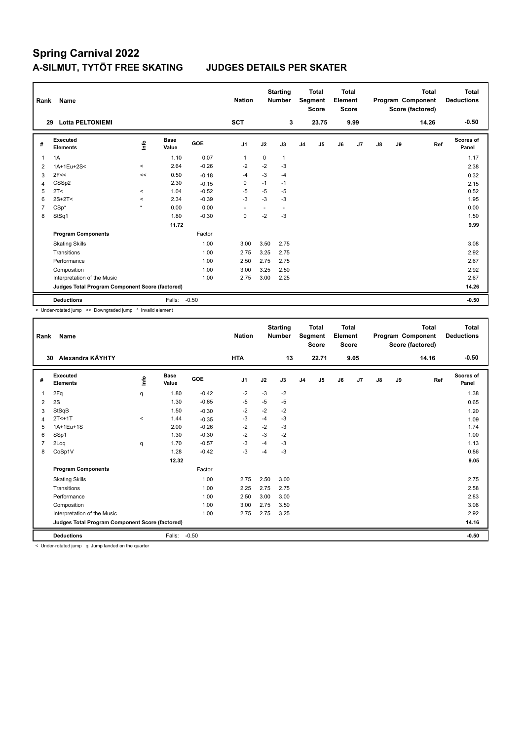# Spring Carnival 2022

## A-SILMUT, TYTÖT FREE SKATING — JUDGES DETAILS PER SKATER

| Rank | Name | Nation | Starting Number | Total Segment Score | Total Element Score | Total Program Component Score (factored) | Total Deductions |
|---|---|---|---|---|---|---|---|
| 29 | Lotta PELTONIEMI | SCT | 3 | 23.75 | 9.99 | 14.26 | -0.50 |

| # | Executed Elements | Info | Base Value | GOE | J1 | J2 | J3 | J4 | J5 | J6 | J7 | J8 | J9 | Ref | Scores of Panel |
|---|---|---|---|---|---|---|---|---|---|---|---|---|---|---|---|
| 1 | 1A | | 1.10 | 0.07 | 1 | 0 | 1 | | | | | | | | 1.17 |
| 2 | 1A+1Eu+2S< | < | 2.64 | -0.26 | -2 | -2 | -3 | | | | | | | | 2.38 |
| 3 | 2F<< | << | 0.50 | -0.18 | -4 | -3 | -4 | | | | | | | | 0.32 |
| 4 | CSSp2 | | 2.30 | -0.15 | 0 | -1 | -1 | | | | | | | | 2.15 |
| 5 | 2T< | < | 1.04 | -0.52 | -5 | -5 | -5 | | | | | | | | 0.52 |
| 6 | 2S+2T< | < | 2.34 | -0.39 | -3 | -3 | -3 | | | | | | | | 1.95 |
| 7 | CSp* | * | 0.00 | 0.00 | - | - | - | | | | | | | | 0.00 |
| 8 | StSq1 | | 1.80 | -0.30 | 0 | -2 | -3 | | | | | | | | 1.50 |
| | | | 11.72 | | | | | | | | | | | | 9.99 |
| | **Program Components** | | | Factor | | | | | | | | | | | |
| | Skating Skills | | | 1.00 | 3.00 | 3.50 | 2.75 | | | | | | | | 3.08 |
| | Transitions | | | 1.00 | 2.75 | 3.25 | 2.75 | | | | | | | | 2.92 |
| | Performance | | | 1.00 | 2.50 | 2.75 | 2.75 | | | | | | | | 2.67 |
| | Composition | | | 1.00 | 3.00 | 3.25 | 2.50 | | | | | | | | 2.92 |
| | Interpretation of the Music | | | 1.00 | 2.75 | 3.00 | 2.25 | | | | | | | | 2.67 |
| | **Judges Total Program Component Score (factored)** | | | | | | | | | | | | | | 14.26 |
| | **Deductions** | | Falls: | -0.50 | | | | | | | | | | | -0.50 |

< Under-rotated jump << Downgraded jump * Invalid element

| Rank | Name | Nation | Starting Number | Total Segment Score | Total Element Score | Total Program Component Score (factored) | Total Deductions |
|---|---|---|---|---|---|---|---|
| 30 | Alexandra KÄYHTY | HTA | 13 | 22.71 | 9.05 | 14.16 | -0.50 |

| # | Executed Elements | Info | Base Value | GOE | J1 | J2 | J3 | J4 | J5 | J6 | J7 | J8 | J9 | Ref | Scores of Panel |
|---|---|---|---|---|---|---|---|---|---|---|---|---|---|---|---|
| 1 | 2Fq | q | 1.80 | -0.42 | -2 | -3 | -2 | | | | | | | | 1.38 |
| 2 | 2S | | 1.30 | -0.65 | -5 | -5 | -5 | | | | | | | | 0.65 |
| 3 | StSqB | | 1.50 | -0.30 | -2 | -2 | -2 | | | | | | | | 1.20 |
| 4 | 2T<+1T | < | 1.44 | -0.35 | -3 | -4 | -3 | | | | | | | | 1.09 |
| 5 | 1A+1Eu+1S | | 2.00 | -0.26 | -2 | -2 | -3 | | | | | | | | 1.74 |
| 6 | SSp1 | | 1.30 | -0.30 | -2 | -3 | -2 | | | | | | | | 1.00 |
| 7 | 2Loq | q | 1.70 | -0.57 | -3 | -4 | -3 | | | | | | | | 1.13 |
| 8 | CoSp1V | | 1.28 | -0.42 | -3 | -4 | -3 | | | | | | | | 0.86 |
| | | | 12.32 | | | | | | | | | | | | 9.05 |
| | **Program Components** | | | Factor | | | | | | | | | | | |
| | Skating Skills | | | 1.00 | 2.75 | 2.50 | 3.00 | | | | | | | | 2.75 |
| | Transitions | | | 1.00 | 2.25 | 2.75 | 2.75 | | | | | | | | 2.58 |
| | Performance | | | 1.00 | 2.50 | 3.00 | 3.00 | | | | | | | | 2.83 |
| | Composition | | | 1.00 | 3.00 | 2.75 | 3.50 | | | | | | | | 3.08 |
| | Interpretation of the Music | | | 1.00 | 2.75 | 2.75 | 3.25 | | | | | | | | 2.92 |
| | **Judges Total Program Component Score (factored)** | | | | | | | | | | | | | | 14.16 |
| | **Deductions** | | Falls: | -0.50 | | | | | | | | | | | -0.50 |

< Under-rotated jump q Jump landed on the quarter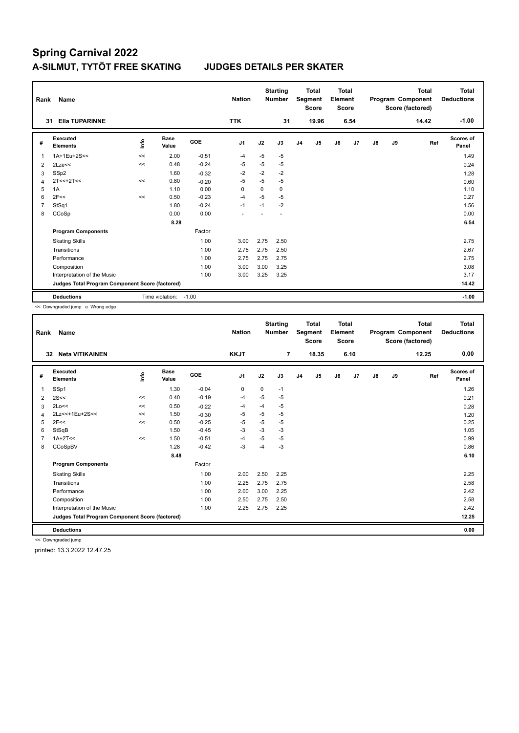# Spring Carnival 2022

## A-SILMUT, TYTÖT FREE SKATING JUDGES DETAILS PER SKATER

| Rank | Name | Nation | Starting Number | Total Segment Score | Total Element Score | Total Program Component Score (factored) | Total Deductions |
|---|---|---|---|---|---|---|---|
| 31 | Ella TUPARINNE | TTK | 31 | 19.96 | 6.54 | 14.42 | -1.00 |

| # | Executed Elements | Info | Base Value | GOE | J1 | J2 | J3 | J4 | J5 | J6 | J7 | J8 | J9 | Ref | Scores of Panel |
|---|---|---|---|---|---|---|---|---|---|---|---|---|---|---|---|
| 1 | 1A+1Eu+2S<< | << | 2.00 | -0.51 | -4 | -5 | -5 | | | | | | | | 1.49 |
| 2 | 2Lze<< | << | 0.48 | -0.24 | -5 | -5 | -5 | | | | | | | | 0.24 |
| 3 | SSp2 | | 1.60 | -0.32 | -2 | -2 | -2 | | | | | | | | 1.28 |
| 4 | 2T<<+2T<< | << | 0.80 | -0.20 | -5 | -5 | -5 | | | | | | | | 0.60 |
| 5 | 1A | | 1.10 | 0.00 | 0 | 0 | 0 | | | | | | | | 1.10 |
| 6 | 2F<< | << | 0.50 | -0.23 | -4 | -5 | -5 | | | | | | | | 0.27 |
| 7 | StSq1 | | 1.80 | -0.24 | -1 | -1 | -2 | | | | | | | | 1.56 |
| 8 | CCoSp | | 0.00 | 0.00 | - | - | - | | | | | | | | 0.00 |
| | | | 8.28 | | | | | | | | | | | | 6.54 |
| | **Program Components** | | | Factor | | | | | | | | | | | |
| | Skating Skills | | | 1.00 | 3.00 | 2.75 | 2.50 | | | | | | | | 2.75 |
| | Transitions | | | 1.00 | 2.75 | 2.75 | 2.50 | | | | | | | | 2.67 |
| | Performance | | | 1.00 | 2.75 | 2.75 | 2.75 | | | | | | | | 2.75 |
| | Composition | | | 1.00 | 3.00 | 3.00 | 3.25 | | | | | | | | 3.08 |
| | Interpretation of the Music | | | 1.00 | 3.00 | 3.25 | 3.25 | | | | | | | | 3.17 |
| | **Judges Total Program Component Score (factored)** | | | | | | | | | | | | | | 14.42 |
| | **Deductions** | | Time violation: | -1.00 | | | | | | | | | | | -1.00 |

<< Downgraded jump e Wrong edge

| Rank | Name | Nation | Starting Number | Total Segment Score | Total Element Score | Total Program Component Score (factored) | Total Deductions |
|---|---|---|---|---|---|---|---|
| 32 | Neta VITIKAINEN | KKJT | 7 | 18.35 | 6.10 | 12.25 | 0.00 |

| # | Executed Elements | Info | Base Value | GOE | J1 | J2 | J3 | J4 | J5 | J6 | J7 | J8 | J9 | Ref | Scores of Panel |
|---|---|---|---|---|---|---|---|---|---|---|---|---|---|---|---|
| 1 | SSp1 | | 1.30 | -0.04 | 0 | 0 | -1 | | | | | | | | 1.26 |
| 2 | 2S<< | << | 0.40 | -0.19 | -4 | -5 | -5 | | | | | | | | 0.21 |
| 3 | 2Lo<< | << | 0.50 | -0.22 | -4 | -4 | -5 | | | | | | | | 0.28 |
| 4 | 2Lz<<+1Eu+2S<< | << | 1.50 | -0.30 | -5 | -5 | -5 | | | | | | | | 1.20 |
| 5 | 2F<< | << | 0.50 | -0.25 | -5 | -5 | -5 | | | | | | | | 0.25 |
| 6 | StSqB | | 1.50 | -0.45 | -3 | -3 | -3 | | | | | | | | 1.05 |
| 7 | 1A+2T<< | << | 1.50 | -0.51 | -4 | -5 | -5 | | | | | | | | 0.99 |
| 8 | CCoSpBV | | 1.28 | -0.42 | -3 | -4 | -3 | | | | | | | | 0.86 |
| | | | 8.48 | | | | | | | | | | | | 6.10 |
| | **Program Components** | | | Factor | | | | | | | | | | | |
| | Skating Skills | | | 1.00 | 2.00 | 2.50 | 2.25 | | | | | | | | 2.25 |
| | Transitions | | | 1.00 | 2.25 | 2.75 | 2.75 | | | | | | | | 2.58 |
| | Performance | | | 1.00 | 2.00 | 3.00 | 2.25 | | | | | | | | 2.42 |
| | Composition | | | 1.00 | 2.50 | 2.75 | 2.50 | | | | | | | | 2.58 |
| | Interpretation of the Music | | | 1.00 | 2.25 | 2.75 | 2.25 | | | | | | | | 2.42 |
| | **Judges Total Program Component Score (factored)** | | | | | | | | | | | | | | 12.25 |
| | **Deductions** | | | | | | | | | | | | | | 0.00 |

<< Downgraded jump

printed: 13.3.2022 12.47.25